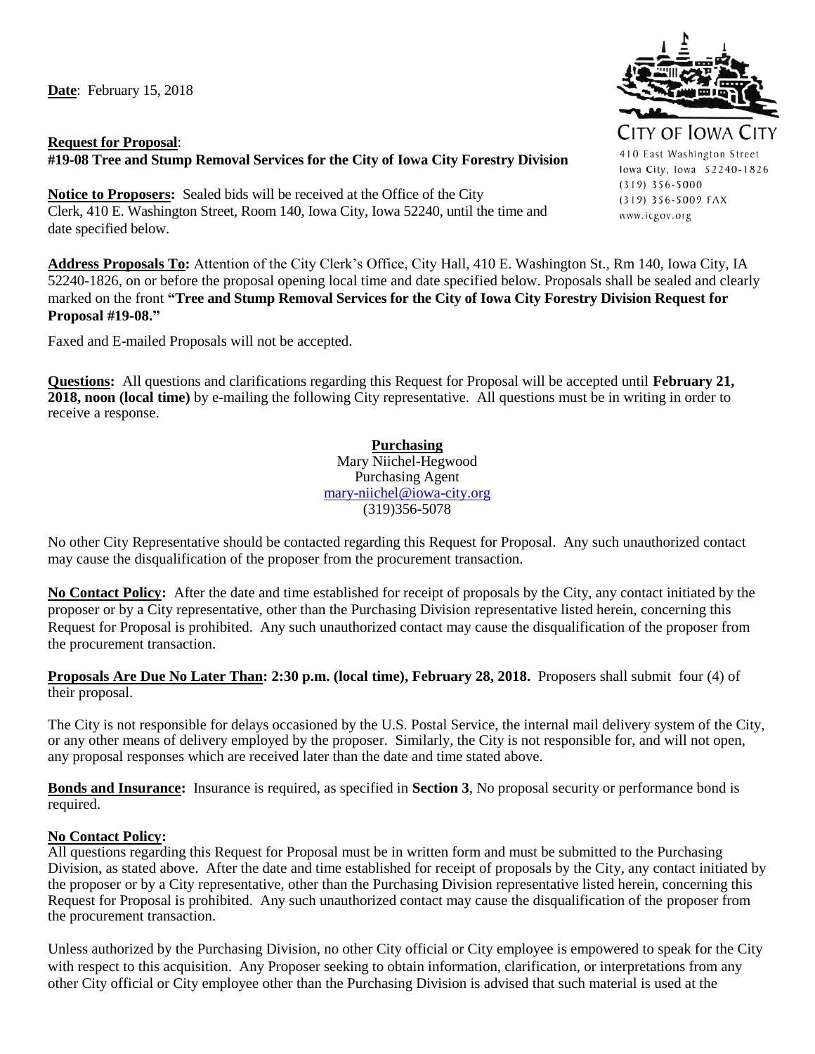**Date**: February 15, 2018

CITY OF IOWA CITY
410 East Washington Street
Iowa City, Iowa 52240-1826
(319) 356-5000
(319) 356-5009 FAX
www.icgov.org

**Request for Proposal**:
**#19-08 Tree and Stump Removal Services for the City of Iowa City Forestry Division**

**Notice to Proposers:** Sealed bids will be received at the Office of the City Clerk, 410 E. Washington Street, Room 140, Iowa City, Iowa 52240, until the time and date specified below.

**Address Proposals To:** Attention of the City Clerk's Office, City Hall, 410 E. Washington St., Rm 140, Iowa City, IA 52240-1826, on or before the proposal opening local time and date specified below. Proposals shall be sealed and clearly marked on the front **"Tree and Stump Removal Services for the City of Iowa City Forestry Division Request for Proposal #19-08."**

Faxed and E-mailed Proposals will not be accepted.

**Questions:** All questions and clarifications regarding this Request for Proposal will be accepted until **February 21, 2018, noon (local time)** by e-mailing the following City representative. All questions must be in writing in order to receive a response.

**Purchasing**
Mary Niichel-Hegwood
Purchasing Agent
mary-niichel@iowa-city.org
(319)356-5078

No other City Representative should be contacted regarding this Request for Proposal. Any such unauthorized contact may cause the disqualification of the proposer from the procurement transaction.

**No Contact Policy:** After the date and time established for receipt of proposals by the City, any contact initiated by the proposer or by a City representative, other than the Purchasing Division representative listed herein, concerning this Request for Proposal is prohibited. Any such unauthorized contact may cause the disqualification of the proposer from the procurement transaction.

**Proposals Are Due No Later Than: 2:30 p.m. (local time), February 28, 2018.** Proposers shall submit four (4) of their proposal.

The City is not responsible for delays occasioned by the U.S. Postal Service, the internal mail delivery system of the City, or any other means of delivery employed by the proposer. Similarly, the City is not responsible for, and will not open, any proposal responses which are received later than the date and time stated above.

**Bonds and Insurance:** Insurance is required, as specified in **Section 3**, No proposal security or performance bond is required.

**No Contact Policy:**
All questions regarding this Request for Proposal must be in written form and must be submitted to the Purchasing Division, as stated above. After the date and time established for receipt of proposals by the City, any contact initiated by the proposer or by a City representative, other than the Purchasing Division representative listed herein, concerning this Request for Proposal is prohibited. Any such unauthorized contact may cause the disqualification of the proposer from the procurement transaction.

Unless authorized by the Purchasing Division, no other City official or City employee is empowered to speak for the City with respect to this acquisition. Any Proposer seeking to obtain information, clarification, or interpretations from any other City official or City employee other than the Purchasing Division is advised that such material is used at the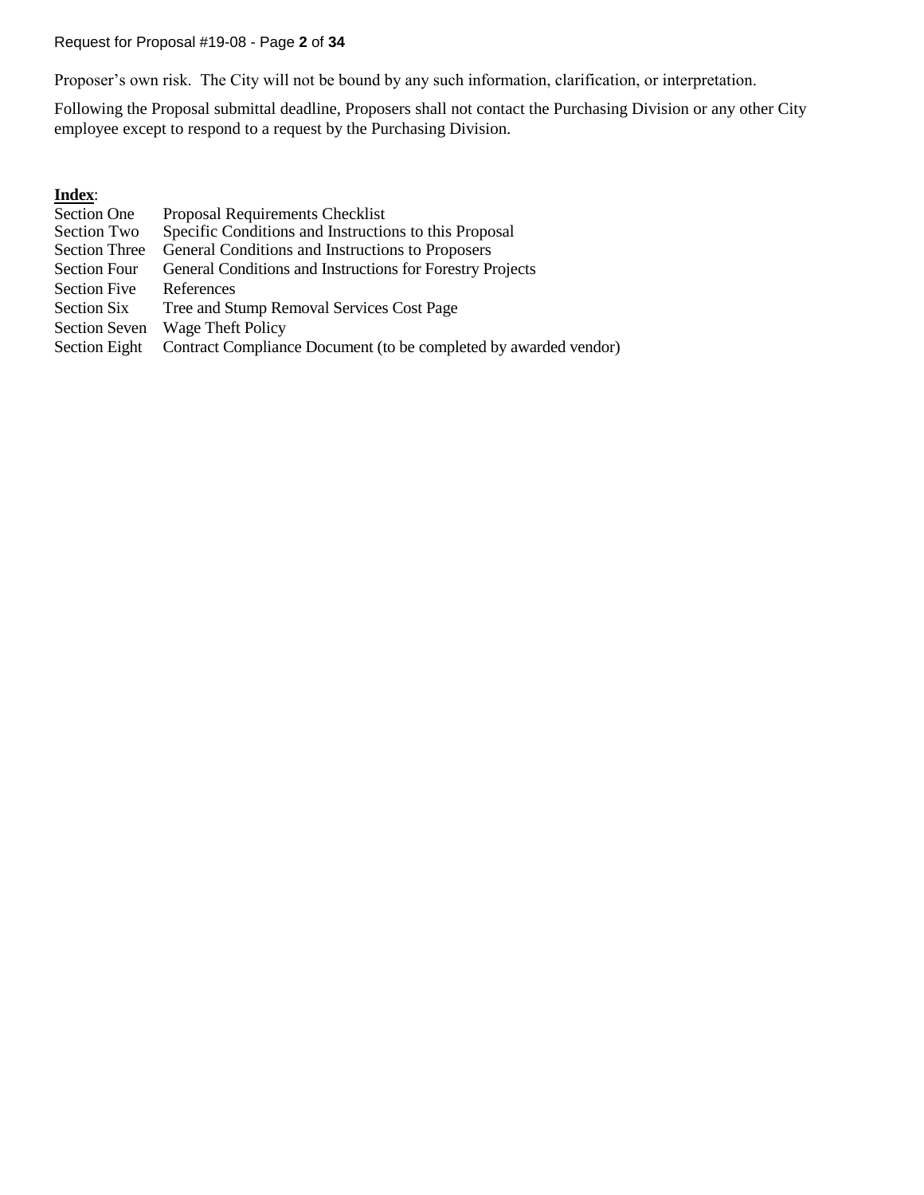Proposer's own risk. The City will not be bound by any such information, clarification, or interpretation.

Following the Proposal submittal deadline, Proposers shall not contact the Purchasing Division or any other City employee except to respond to a request by the Purchasing Division.

**Index**:

| | |
|---|---|
| Section One | Proposal Requirements Checklist |
| Section Two | Specific Conditions and Instructions to this Proposal |
| Section Three | General Conditions and Instructions to Proposers |
| Section Four | General Conditions and Instructions for Forestry Projects |
| Section Five | References |
| Section Six | Tree and Stump Removal Services Cost Page |
| Section Seven | Wage Theft Policy |
| Section Eight | Contract Compliance Document (to be completed by awarded vendor) |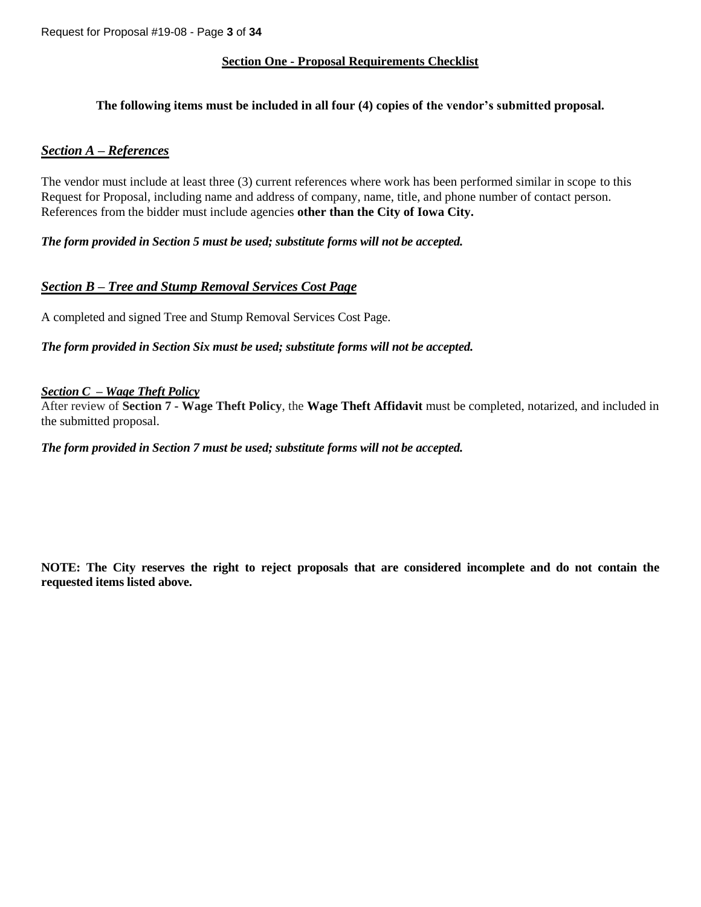## Section One - Proposal Requirements Checklist

**The following items must be included in all four (4) copies of the vendor's submitted proposal.**

### ***Section A – References***

The vendor must include at least three (3) current references where work has been performed similar in scope to this Request for Proposal, including name and address of company, name, title, and phone number of contact person. References from the bidder must include agencies **other than the City of Iowa City.**

***The form provided in Section 5 must be used; substitute forms will not be accepted.***

### ***Section B – Tree and Stump Removal Services Cost Page***

A completed and signed Tree and Stump Removal Services Cost Page.

***The form provided in Section Six must be used; substitute forms will not be accepted.***

#### ***Section C – Wage Theft Policy***

After review of **Section 7 - Wage Theft Policy**, the **Wage Theft Affidavit** must be completed, notarized, and included in the submitted proposal.

***The form provided in Section 7 must be used; substitute forms will not be accepted.***

**NOTE: The City reserves the right to reject proposals that are considered incomplete and do not contain the requested items listed above.**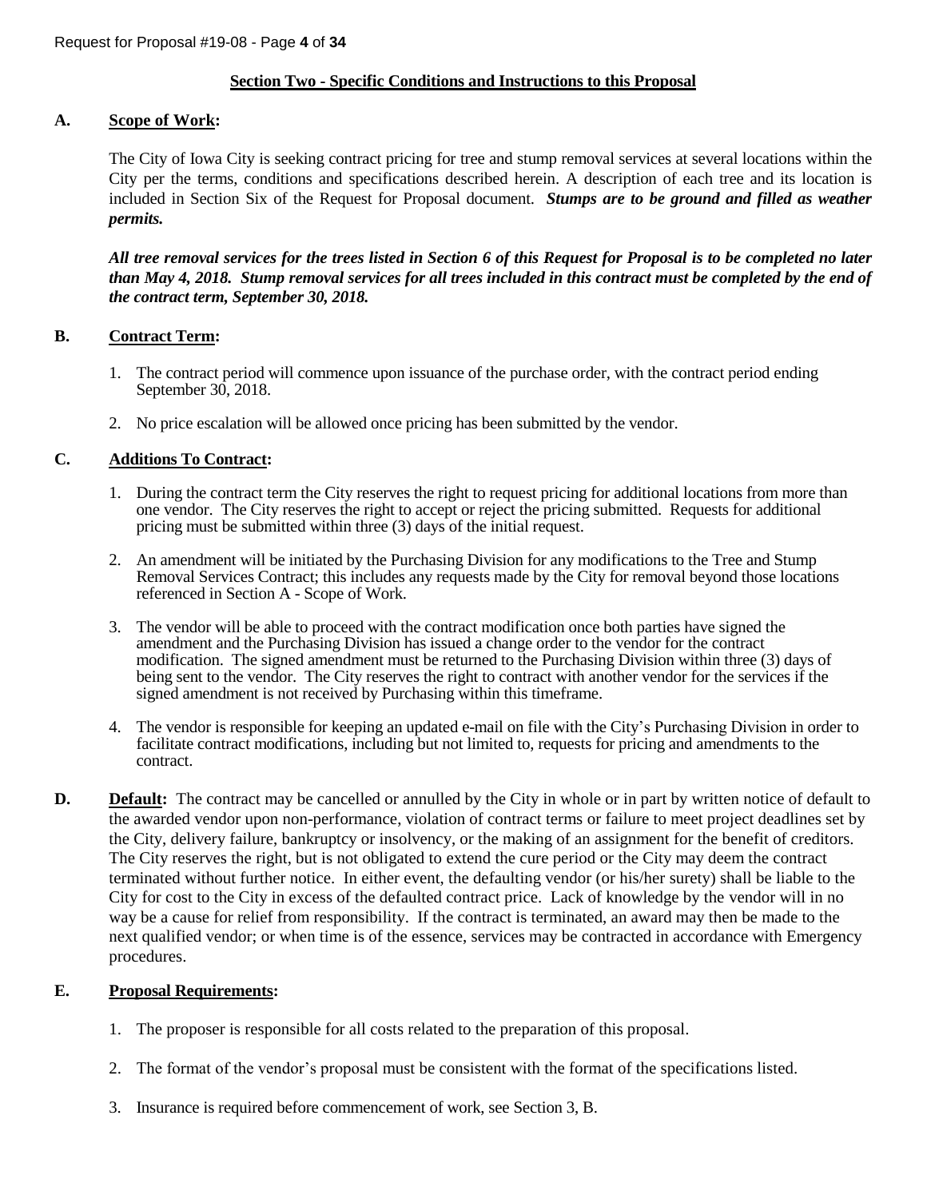## Section Two - Specific Conditions and Instructions to this Proposal

**A. Scope of Work:**

The City of Iowa City is seeking contract pricing for tree and stump removal services at several locations within the City per the terms, conditions and specifications described herein. A description of each tree and its location is included in Section Six of the Request for Proposal document. ***Stumps are to be ground and filled as weather permits.***

***All tree removal services for the trees listed in Section 6 of this Request for Proposal is to be completed no later than May 4, 2018. Stump removal services for all trees included in this contract must be completed by the end of the contract term, September 30, 2018.***

**B. Contract Term:**

1. The contract period will commence upon issuance of the purchase order, with the contract period ending September 30, 2018.
2. No price escalation will be allowed once pricing has been submitted by the vendor.

**C. Additions To Contract:**

1. During the contract term the City reserves the right to request pricing for additional locations from more than one vendor. The City reserves the right to accept or reject the pricing submitted. Requests for additional pricing must be submitted within three (3) days of the initial request.
2. An amendment will be initiated by the Purchasing Division for any modifications to the Tree and Stump Removal Services Contract; this includes any requests made by the City for removal beyond those locations referenced in Section A - Scope of Work.
3. The vendor will be able to proceed with the contract modification once both parties have signed the amendment and the Purchasing Division has issued a change order to the vendor for the contract modification. The signed amendment must be returned to the Purchasing Division within three (3) days of being sent to the vendor. The City reserves the right to contract with another vendor for the services if the signed amendment is not received by Purchasing within this timeframe.
4. The vendor is responsible for keeping an updated e-mail on file with the City's Purchasing Division in order to facilitate contract modifications, including but not limited to, requests for pricing and amendments to the contract.

**D. Default:** The contract may be cancelled or annulled by the City in whole or in part by written notice of default to the awarded vendor upon non-performance, violation of contract terms or failure to meet project deadlines set by the City, delivery failure, bankruptcy or insolvency, or the making of an assignment for the benefit of creditors. The City reserves the right, but is not obligated to extend the cure period or the City may deem the contract terminated without further notice. In either event, the defaulting vendor (or his/her surety) shall be liable to the City for cost to the City in excess of the defaulted contract price. Lack of knowledge by the vendor will in no way be a cause for relief from responsibility. If the contract is terminated, an award may then be made to the next qualified vendor; or when time is of the essence, services may be contracted in accordance with Emergency procedures.

**E. Proposal Requirements:**

1. The proposer is responsible for all costs related to the preparation of this proposal.
2. The format of the vendor's proposal must be consistent with the format of the specifications listed.
3. Insurance is required before commencement of work, see Section 3, B.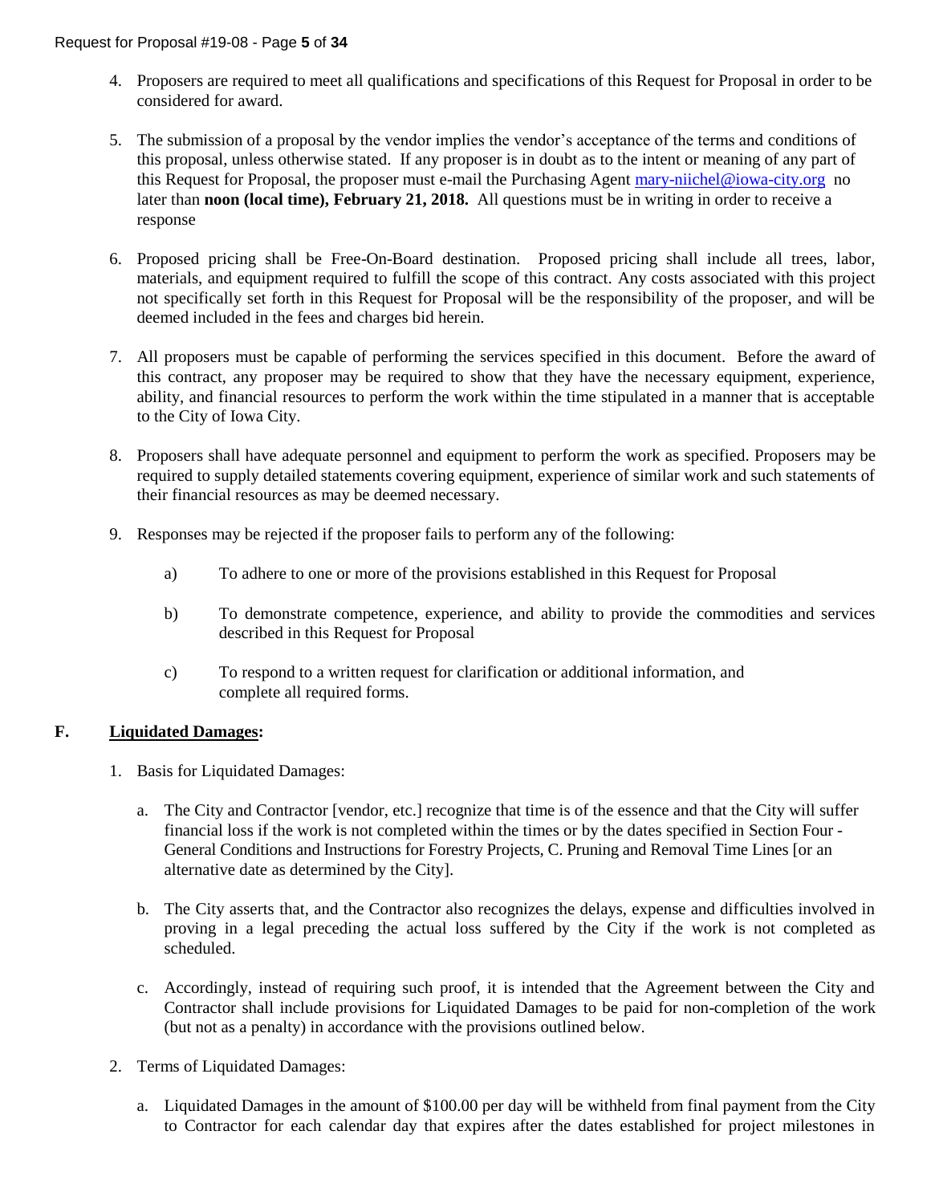4. Proposers are required to meet all qualifications and specifications of this Request for Proposal in order to be considered for award.

5. The submission of a proposal by the vendor implies the vendor's acceptance of the terms and conditions of this proposal, unless otherwise stated. If any proposer is in doubt as to the intent or meaning of any part of this Request for Proposal, the proposer must e-mail the Purchasing Agent mary-niichel@iowa-city.org no later than **noon (local time), February 21, 2018.** All questions must be in writing in order to receive a response

6. Proposed pricing shall be Free-On-Board destination. Proposed pricing shall include all trees, labor, materials, and equipment required to fulfill the scope of this contract. Any costs associated with this project not specifically set forth in this Request for Proposal will be the responsibility of the proposer, and will be deemed included in the fees and charges bid herein.

7. All proposers must be capable of performing the services specified in this document. Before the award of this contract, any proposer may be required to show that they have the necessary equipment, experience, ability, and financial resources to perform the work within the time stipulated in a manner that is acceptable to the City of Iowa City.

8. Proposers shall have adequate personnel and equipment to perform the work as specified. Proposers may be required to supply detailed statements covering equipment, experience of similar work and such statements of their financial resources as may be deemed necessary.

9. Responses may be rejected if the proposer fails to perform any of the following:

   a) To adhere to one or more of the provisions established in this Request for Proposal

   b) To demonstrate competence, experience, and ability to provide the commodities and services described in this Request for Proposal

   c) To respond to a written request for clarification or additional information, and complete all required forms.

## F. Liquidated Damages:

1. Basis for Liquidated Damages:

   a. The City and Contractor [vendor, etc.] recognize that time is of the essence and that the City will suffer financial loss if the work is not completed within the times or by the dates specified in Section Four - General Conditions and Instructions for Forestry Projects, C. Pruning and Removal Time Lines [or an alternative date as determined by the City].

   b. The City asserts that, and the Contractor also recognizes the delays, expense and difficulties involved in proving in a legal preceding the actual loss suffered by the City if the work is not completed as scheduled.

   c. Accordingly, instead of requiring such proof, it is intended that the Agreement between the City and Contractor shall include provisions for Liquidated Damages to be paid for non-completion of the work (but not as a penalty) in accordance with the provisions outlined below.

2. Terms of Liquidated Damages:

   a. Liquidated Damages in the amount of $100.00 per day will be withheld from final payment from the City to Contractor for each calendar day that expires after the dates established for project milestones in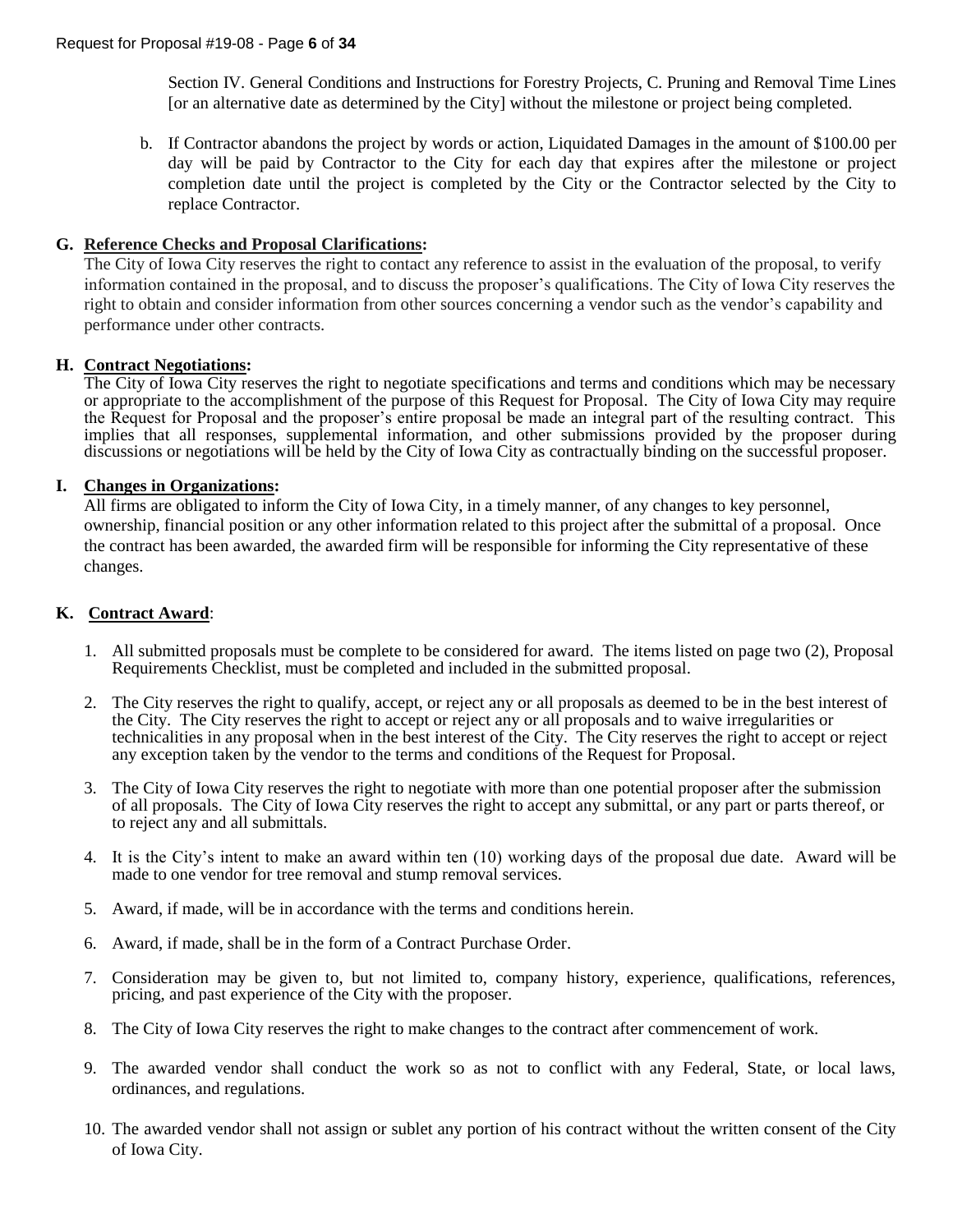Section IV. General Conditions and Instructions for Forestry Projects, C. Pruning and Removal Time Lines [or an alternative date as determined by the City] without the milestone or project being completed.

b. If Contractor abandons the project by words or action, Liquidated Damages in the amount of $100.00 per day will be paid by Contractor to the City for each day that expires after the milestone or project completion date until the project is completed by the City or the Contractor selected by the City to replace Contractor.

**G. Reference Checks and Proposal Clarifications:**

The City of Iowa City reserves the right to contact any reference to assist in the evaluation of the proposal, to verify information contained in the proposal, and to discuss the proposer's qualifications. The City of Iowa City reserves the right to obtain and consider information from other sources concerning a vendor such as the vendor's capability and performance under other contracts.

**H. Contract Negotiations:**

The City of Iowa City reserves the right to negotiate specifications and terms and conditions which may be necessary or appropriate to the accomplishment of the purpose of this Request for Proposal. The City of Iowa City may require the Request for Proposal and the proposer's entire proposal be made an integral part of the resulting contract. This implies that all responses, supplemental information, and other submissions provided by the proposer during discussions or negotiations will be held by the City of Iowa City as contractually binding on the successful proposer.

**I. Changes in Organizations:**

All firms are obligated to inform the City of Iowa City, in a timely manner, of any changes to key personnel, ownership, financial position or any other information related to this project after the submittal of a proposal. Once the contract has been awarded, the awarded firm will be responsible for informing the City representative of these changes.

**K. Contract Award:**

1. All submitted proposals must be complete to be considered for award. The items listed on page two (2), Proposal Requirements Checklist, must be completed and included in the submitted proposal.
2. The City reserves the right to qualify, accept, or reject any or all proposals as deemed to be in the best interest of the City. The City reserves the right to accept or reject any or all proposals and to waive irregularities or technicalities in any proposal when in the best interest of the City. The City reserves the right to accept or reject any exception taken by the vendor to the terms and conditions of the Request for Proposal.
3. The City of Iowa City reserves the right to negotiate with more than one potential proposer after the submission of all proposals. The City of Iowa City reserves the right to accept any submittal, or any part or parts thereof, or to reject any and all submittals.
4. It is the City's intent to make an award within ten (10) working days of the proposal due date. Award will be made to one vendor for tree removal and stump removal services.
5. Award, if made, will be in accordance with the terms and conditions herein.
6. Award, if made, shall be in the form of a Contract Purchase Order.
7. Consideration may be given to, but not limited to, company history, experience, qualifications, references, pricing, and past experience of the City with the proposer.
8. The City of Iowa City reserves the right to make changes to the contract after commencement of work.
9. The awarded vendor shall conduct the work so as not to conflict with any Federal, State, or local laws, ordinances, and regulations.
10. The awarded vendor shall not assign or sublet any portion of his contract without the written consent of the City of Iowa City.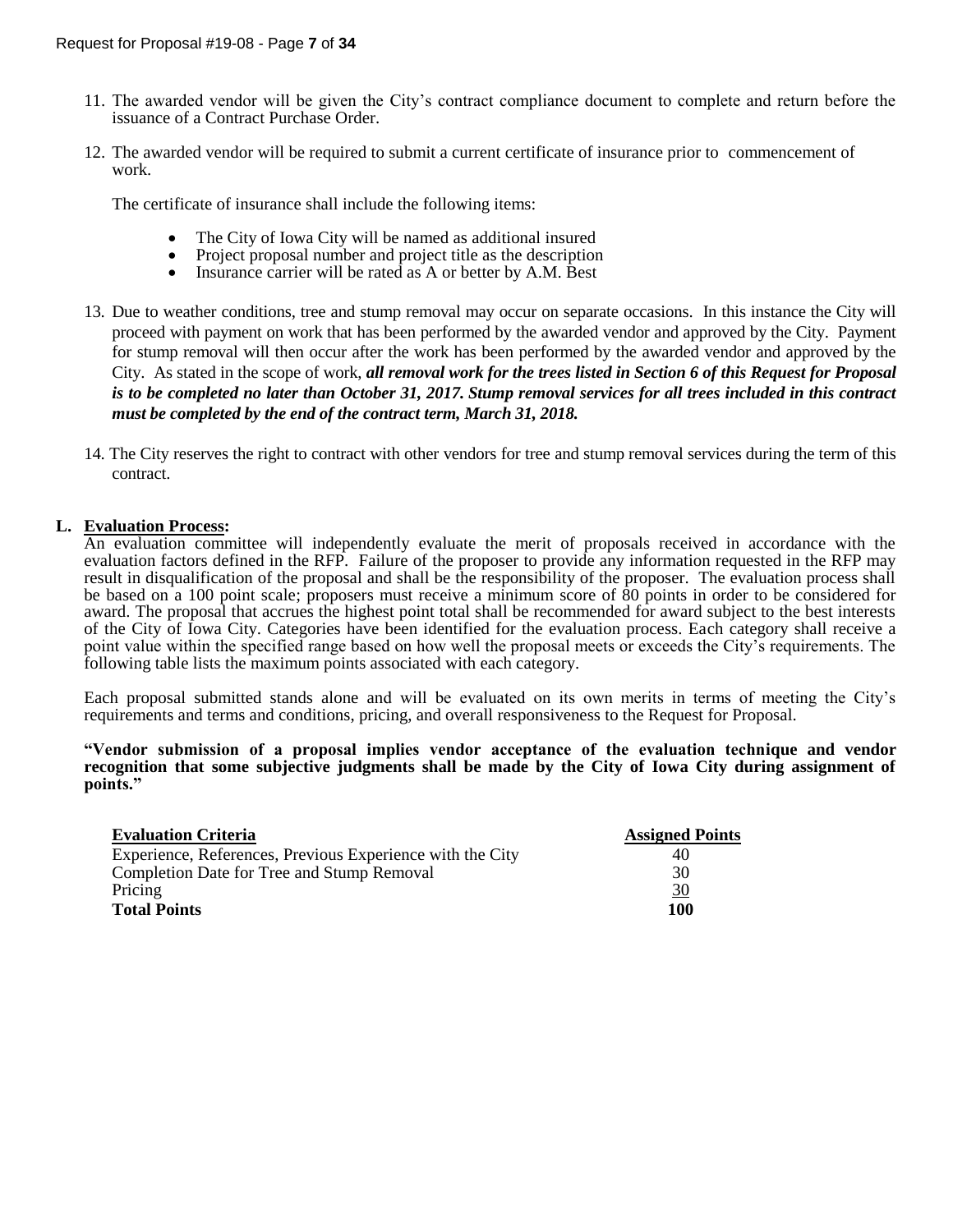11. The awarded vendor will be given the City's contract compliance document to complete and return before the issuance of a Contract Purchase Order.

12. The awarded vendor will be required to submit a current certificate of insurance prior to commencement of work.

    The certificate of insurance shall include the following items:

    - The City of Iowa City will be named as additional insured
    - Project proposal number and project title as the description
    - Insurance carrier will be rated as A or better by A.M. Best

13. Due to weather conditions, tree and stump removal may occur on separate occasions. In this instance the City will proceed with payment on work that has been performed by the awarded vendor and approved by the City. Payment for stump removal will then occur after the work has been performed by the awarded vendor and approved by the City. As stated in the scope of work, ***all removal work for the trees listed in Section 6 of this Request for Proposal is to be completed no later than October 31, 2017. Stump removal services for all trees included in this contract must be completed by the end of the contract term, March 31, 2018.***

14. The City reserves the right to contract with other vendors for tree and stump removal services during the term of this contract.

**L. <u>Evaluation Process</u>:**

An evaluation committee will independently evaluate the merit of proposals received in accordance with the evaluation factors defined in the RFP. Failure of the proposer to provide any information requested in the RFP may result in disqualification of the proposal and shall be the responsibility of the proposer. The evaluation process shall be based on a 100 point scale; proposers must receive a minimum score of 80 points in order to be considered for award. The proposal that accrues the highest point total shall be recommended for award subject to the best interests of the City of Iowa City. Categories have been identified for the evaluation process. Each category shall receive a point value within the specified range based on how well the proposal meets or exceeds the City's requirements. The following table lists the maximum points associated with each category.

Each proposal submitted stands alone and will be evaluated on its own merits in terms of meeting the City's requirements and terms and conditions, pricing, and overall responsiveness to the Request for Proposal.

**"Vendor submission of a proposal implies vendor acceptance of the evaluation technique and vendor recognition that some subjective judgments shall be made by the City of Iowa City during assignment of points."**

| Evaluation Criteria | Assigned Points |
| --- | --- |
| Experience, References, Previous Experience with the City | 40 |
| Completion Date for Tree and Stump Removal | 30 |
| Pricing | 30 |
| **Total Points** | **100** |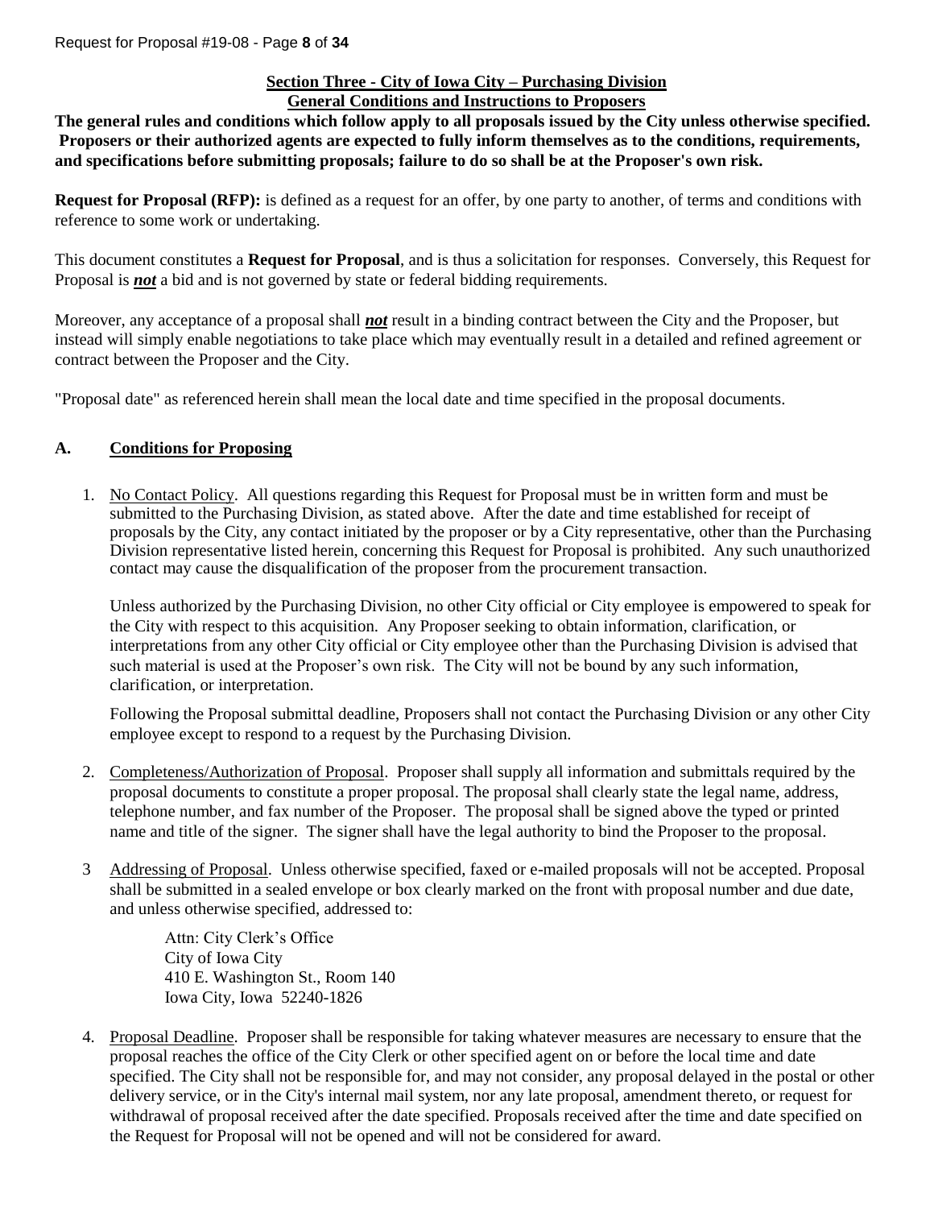## Section Three - City of Iowa City – Purchasing Division
## General Conditions and Instructions to Proposers

**The general rules and conditions which follow apply to all proposals issued by the City unless otherwise specified. Proposers or their authorized agents are expected to fully inform themselves as to the conditions, requirements, and specifications before submitting proposals; failure to do so shall be at the Proposer's own risk.**

**Request for Proposal (RFP):** is defined as a request for an offer, by one party to another, of terms and conditions with reference to some work or undertaking.

This document constitutes a **Request for Proposal**, and is thus a solicitation for responses. Conversely, this Request for Proposal is ***not*** a bid and is not governed by state or federal bidding requirements.

Moreover, any acceptance of a proposal shall ***not*** result in a binding contract between the City and the Proposer, but instead will simply enable negotiations to take place which may eventually result in a detailed and refined agreement or contract between the Proposer and the City.

"Proposal date" as referenced herein shall mean the local date and time specified in the proposal documents.

### A. Conditions for Proposing

1. No Contact Policy. All questions regarding this Request for Proposal must be in written form and must be submitted to the Purchasing Division, as stated above. After the date and time established for receipt of proposals by the City, any contact initiated by the proposer or by a City representative, other than the Purchasing Division representative listed herein, concerning this Request for Proposal is prohibited. Any such unauthorized contact may cause the disqualification of the proposer from the procurement transaction.

   Unless authorized by the Purchasing Division, no other City official or City employee is empowered to speak for the City with respect to this acquisition. Any Proposer seeking to obtain information, clarification, or interpretations from any other City official or City employee other than the Purchasing Division is advised that such material is used at the Proposer's own risk. The City will not be bound by any such information, clarification, or interpretation.

   Following the Proposal submittal deadline, Proposers shall not contact the Purchasing Division or any other City employee except to respond to a request by the Purchasing Division.

2. Completeness/Authorization of Proposal. Proposer shall supply all information and submittals required by the proposal documents to constitute a proper proposal. The proposal shall clearly state the legal name, address, telephone number, and fax number of the Proposer. The proposal shall be signed above the typed or printed name and title of the signer. The signer shall have the legal authority to bind the Proposer to the proposal.

3. Addressing of Proposal. Unless otherwise specified, faxed or e-mailed proposals will not be accepted. Proposal shall be submitted in a sealed envelope or box clearly marked on the front with proposal number and due date, and unless otherwise specified, addressed to:

   Attn: City Clerk's Office  
   City of Iowa City  
   410 E. Washington St., Room 140  
   Iowa City, Iowa 52240-1826

4. Proposal Deadline. Proposer shall be responsible for taking whatever measures are necessary to ensure that the proposal reaches the office of the City Clerk or other specified agent on or before the local time and date specified. The City shall not be responsible for, and may not consider, any proposal delayed in the postal or other delivery service, or in the City's internal mail system, nor any late proposal, amendment thereto, or request for withdrawal of proposal received after the date specified. Proposals received after the time and date specified on the Request for Proposal will not be opened and will not be considered for award.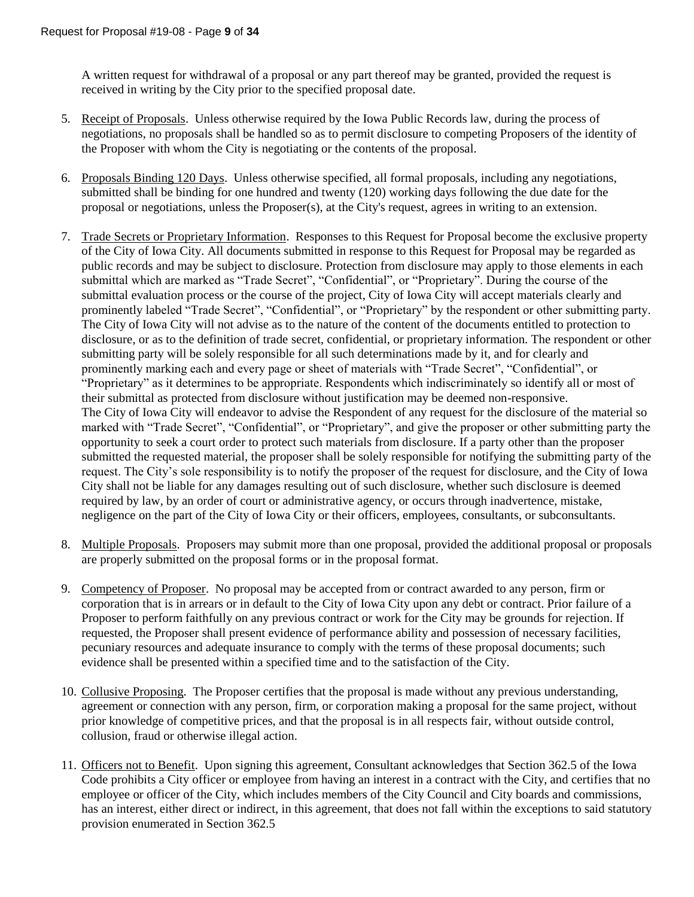A written request for withdrawal of a proposal or any part thereof may be granted, provided the request is received in writing by the City prior to the specified proposal date.

5. Receipt of Proposals. Unless otherwise required by the Iowa Public Records law, during the process of negotiations, no proposals shall be handled so as to permit disclosure to competing Proposers of the identity of the Proposer with whom the City is negotiating or the contents of the proposal.

6. Proposals Binding 120 Days. Unless otherwise specified, all formal proposals, including any negotiations, submitted shall be binding for one hundred and twenty (120) working days following the due date for the proposal or negotiations, unless the Proposer(s), at the City's request, agrees in writing to an extension.

7. Trade Secrets or Proprietary Information. Responses to this Request for Proposal become the exclusive property of the City of Iowa City. All documents submitted in response to this Request for Proposal may be regarded as public records and may be subject to disclosure. Protection from disclosure may apply to those elements in each submittal which are marked as "Trade Secret", "Confidential", or "Proprietary". During the course of the submittal evaluation process or the course of the project, City of Iowa City will accept materials clearly and prominently labeled "Trade Secret", "Confidential", or "Proprietary" by the respondent or other submitting party. The City of Iowa City will not advise as to the nature of the content of the documents entitled to protection to disclosure, or as to the definition of trade secret, confidential, or proprietary information. The respondent or other submitting party will be solely responsible for all such determinations made by it, and for clearly and prominently marking each and every page or sheet of materials with "Trade Secret", "Confidential", or "Proprietary" as it determines to be appropriate. Respondents which indiscriminately so identify all or most of their submittal as protected from disclosure without justification may be deemed non-responsive.
   The City of Iowa City will endeavor to advise the Respondent of any request for the disclosure of the material so marked with "Trade Secret", "Confidential", or "Proprietary", and give the proposer or other submitting party the opportunity to seek a court order to protect such materials from disclosure. If a party other than the proposer submitted the requested material, the proposer shall be solely responsible for notifying the submitting party of the request. The City's sole responsibility is to notify the proposer of the request for disclosure, and the City of Iowa City shall not be liable for any damages resulting out of such disclosure, whether such disclosure is deemed required by law, by an order of court or administrative agency, or occurs through inadvertence, mistake, negligence on the part of the City of Iowa City or their officers, employees, consultants, or subconsultants.

8. Multiple Proposals. Proposers may submit more than one proposal, provided the additional proposal or proposals are properly submitted on the proposal forms or in the proposal format.

9. Competency of Proposer. No proposal may be accepted from or contract awarded to any person, firm or corporation that is in arrears or in default to the City of Iowa City upon any debt or contract. Prior failure of a Proposer to perform faithfully on any previous contract or work for the City may be grounds for rejection. If requested, the Proposer shall present evidence of performance ability and possession of necessary facilities, pecuniary resources and adequate insurance to comply with the terms of these proposal documents; such evidence shall be presented within a specified time and to the satisfaction of the City.

10. Collusive Proposing. The Proposer certifies that the proposal is made without any previous understanding, agreement or connection with any person, firm, or corporation making a proposal for the same project, without prior knowledge of competitive prices, and that the proposal is in all respects fair, without outside control, collusion, fraud or otherwise illegal action.

11. Officers not to Benefit. Upon signing this agreement, Consultant acknowledges that Section 362.5 of the Iowa Code prohibits a City officer or employee from having an interest in a contract with the City, and certifies that no employee or officer of the City, which includes members of the City Council and City boards and commissions, has an interest, either direct or indirect, in this agreement, that does not fall within the exceptions to said statutory provision enumerated in Section 362.5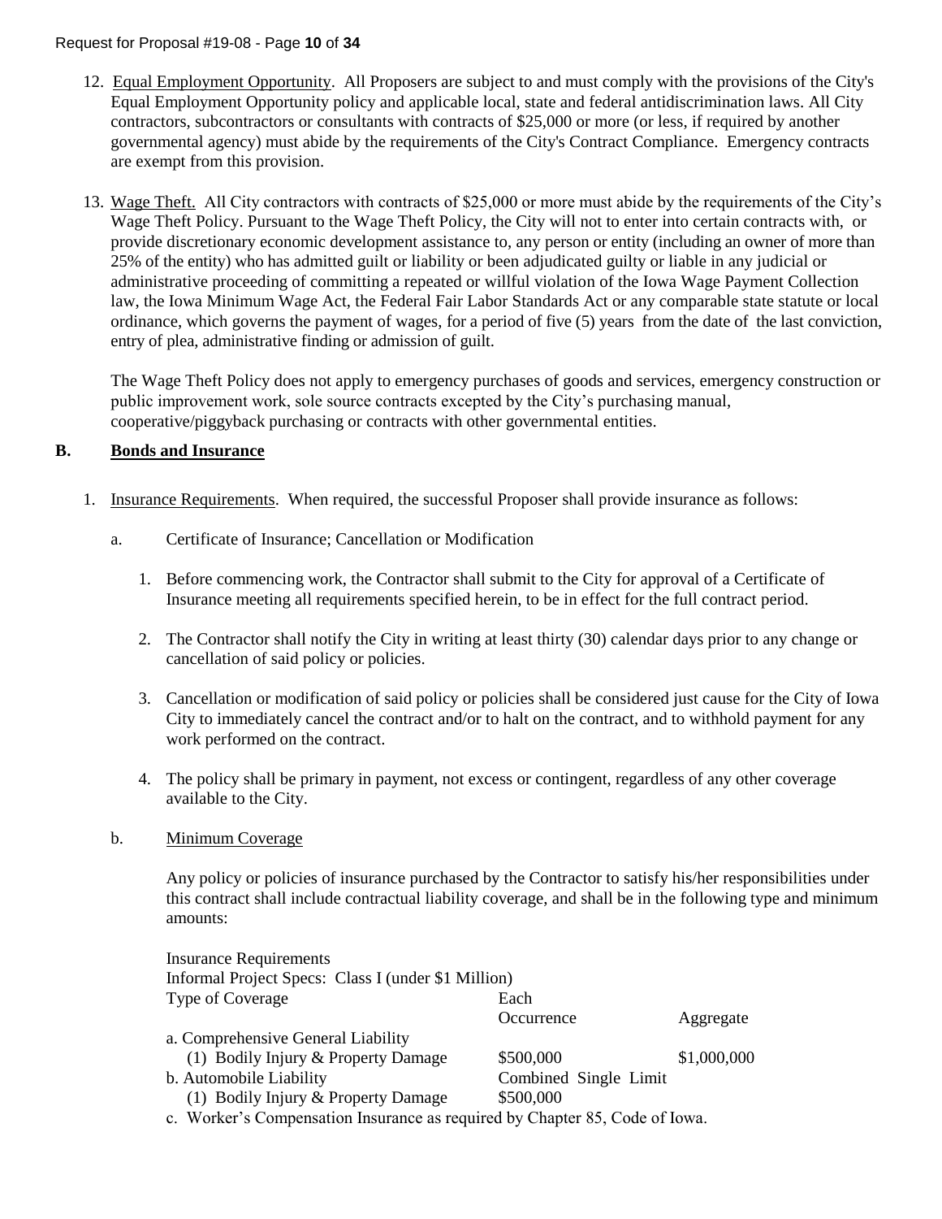12. Equal Employment Opportunity. All Proposers are subject to and must comply with the provisions of the City's Equal Employment Opportunity policy and applicable local, state and federal antidiscrimination laws. All City contractors, subcontractors or consultants with contracts of $25,000 or more (or less, if required by another governmental agency) must abide by the requirements of the City's Contract Compliance. Emergency contracts are exempt from this provision.

13. Wage Theft. All City contractors with contracts of $25,000 or more must abide by the requirements of the City's Wage Theft Policy. Pursuant to the Wage Theft Policy, the City will not to enter into certain contracts with, or provide discretionary economic development assistance to, any person or entity (including an owner of more than 25% of the entity) who has admitted guilt or liability or been adjudicated guilty or liable in any judicial or administrative proceeding of committing a repeated or willful violation of the Iowa Wage Payment Collection law, the Iowa Minimum Wage Act, the Federal Fair Labor Standards Act or any comparable state statute or local ordinance, which governs the payment of wages, for a period of five (5) years from the date of the last conviction, entry of plea, administrative finding or admission of guilt.

    The Wage Theft Policy does not apply to emergency purchases of goods and services, emergency construction or public improvement work, sole source contracts excepted by the City's purchasing manual, cooperative/piggyback purchasing or contracts with other governmental entities.

## B. Bonds and Insurance

1. Insurance Requirements. When required, the successful Proposer shall provide insurance as follows:

   a. Certificate of Insurance; Cancellation or Modification

      1. Before commencing work, the Contractor shall submit to the City for approval of a Certificate of Insurance meeting all requirements specified herein, to be in effect for the full contract period.

      2. The Contractor shall notify the City in writing at least thirty (30) calendar days prior to any change or cancellation of said policy or policies.

      3. Cancellation or modification of said policy or policies shall be considered just cause for the City of Iowa City to immediately cancel the contract and/or to halt on the contract, and to withhold payment for any work performed on the contract.

      4. The policy shall be primary in payment, not excess or contingent, regardless of any other coverage available to the City.

   b. Minimum Coverage

      Any policy or policies of insurance purchased by the Contractor to satisfy his/her responsibilities under this contract shall include contractual liability coverage, and shall be in the following type and minimum amounts:

Insurance Requirements
Informal Project Specs: Class I (under $1 Million)

| Type of Coverage | Each Occurrence | Aggregate |
|---|---|---|
| a. Comprehensive General Liability | | |
| (1) Bodily Injury & Property Damage | $500,000 | $1,000,000 |
| b. Automobile Liability | Combined Single Limit | |
| (1) Bodily Injury & Property Damage | $500,000 | |

c. Worker's Compensation Insurance as required by Chapter 85, Code of Iowa.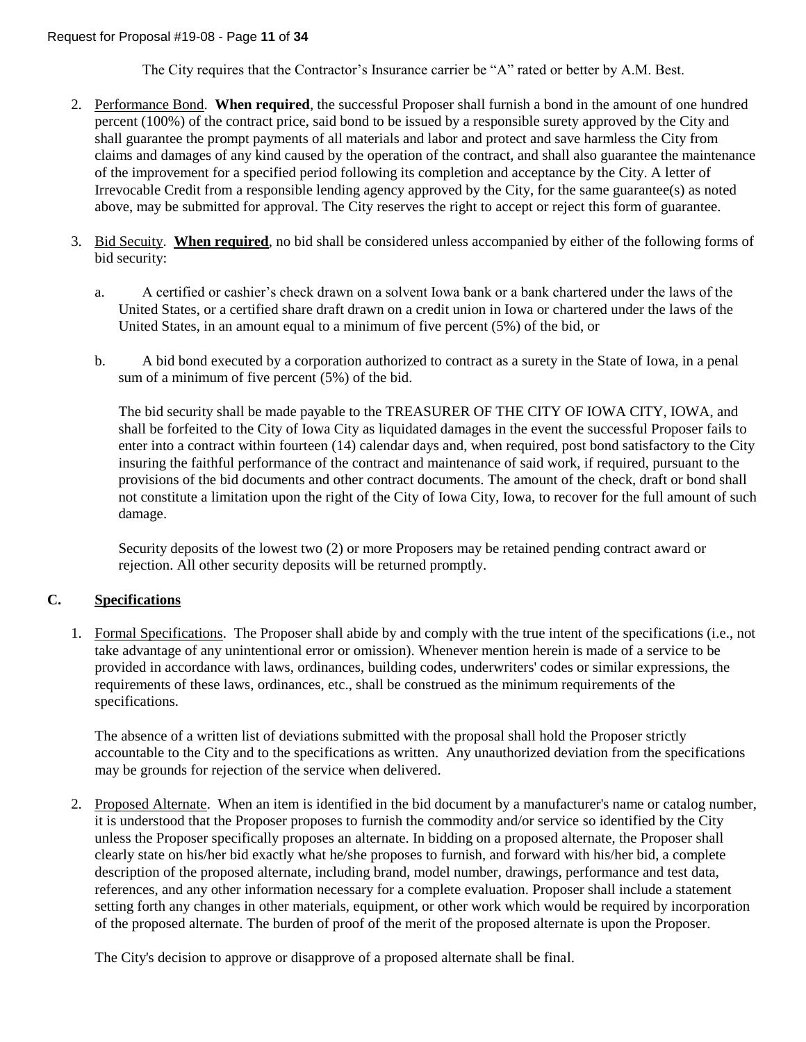The City requires that the Contractor's Insurance carrier be "A" rated or better by A.M. Best.

2. Performance Bond. **When required**, the successful Proposer shall furnish a bond in the amount of one hundred percent (100%) of the contract price, said bond to be issued by a responsible surety approved by the City and shall guarantee the prompt payments of all materials and labor and protect and save harmless the City from claims and damages of any kind caused by the operation of the contract, and shall also guarantee the maintenance of the improvement for a specified period following its completion and acceptance by the City. A letter of Irrevocable Credit from a responsible lending agency approved by the City, for the same guarantee(s) as noted above, may be submitted for approval. The City reserves the right to accept or reject this form of guarantee.

3. Bid Secuity. **When required**, no bid shall be considered unless accompanied by either of the following forms of bid security:

   a. A certified or cashier's check drawn on a solvent Iowa bank or a bank chartered under the laws of the United States, or a certified share draft drawn on a credit union in Iowa or chartered under the laws of the United States, in an amount equal to a minimum of five percent (5%) of the bid, or

   b. A bid bond executed by a corporation authorized to contract as a surety in the State of Iowa, in a penal sum of a minimum of five percent (5%) of the bid.

   The bid security shall be made payable to the TREASURER OF THE CITY OF IOWA CITY, IOWA, and shall be forfeited to the City of Iowa City as liquidated damages in the event the successful Proposer fails to enter into a contract within fourteen (14) calendar days and, when required, post bond satisfactory to the City insuring the faithful performance of the contract and maintenance of said work, if required, pursuant to the provisions of the bid documents and other contract documents. The amount of the check, draft or bond shall not constitute a limitation upon the right of the City of Iowa City, Iowa, to recover for the full amount of such damage.

   Security deposits of the lowest two (2) or more Proposers may be retained pending contract award or rejection. All other security deposits will be returned promptly.

## C. Specifications

1. Formal Specifications. The Proposer shall abide by and comply with the true intent of the specifications (i.e., not take advantage of any unintentional error or omission). Whenever mention herein is made of a service to be provided in accordance with laws, ordinances, building codes, underwriters' codes or similar expressions, the requirements of these laws, ordinances, etc., shall be construed as the minimum requirements of the specifications.

   The absence of a written list of deviations submitted with the proposal shall hold the Proposer strictly accountable to the City and to the specifications as written. Any unauthorized deviation from the specifications may be grounds for rejection of the service when delivered.

2. Proposed Alternate. When an item is identified in the bid document by a manufacturer's name or catalog number, it is understood that the Proposer proposes to furnish the commodity and/or service so identified by the City unless the Proposer specifically proposes an alternate. In bidding on a proposed alternate, the Proposer shall clearly state on his/her bid exactly what he/she proposes to furnish, and forward with his/her bid, a complete description of the proposed alternate, including brand, model number, drawings, performance and test data, references, and any other information necessary for a complete evaluation. Proposer shall include a statement setting forth any changes in other materials, equipment, or other work which would be required by incorporation of the proposed alternate. The burden of proof of the merit of the proposed alternate is upon the Proposer.

   The City's decision to approve or disapprove of a proposed alternate shall be final.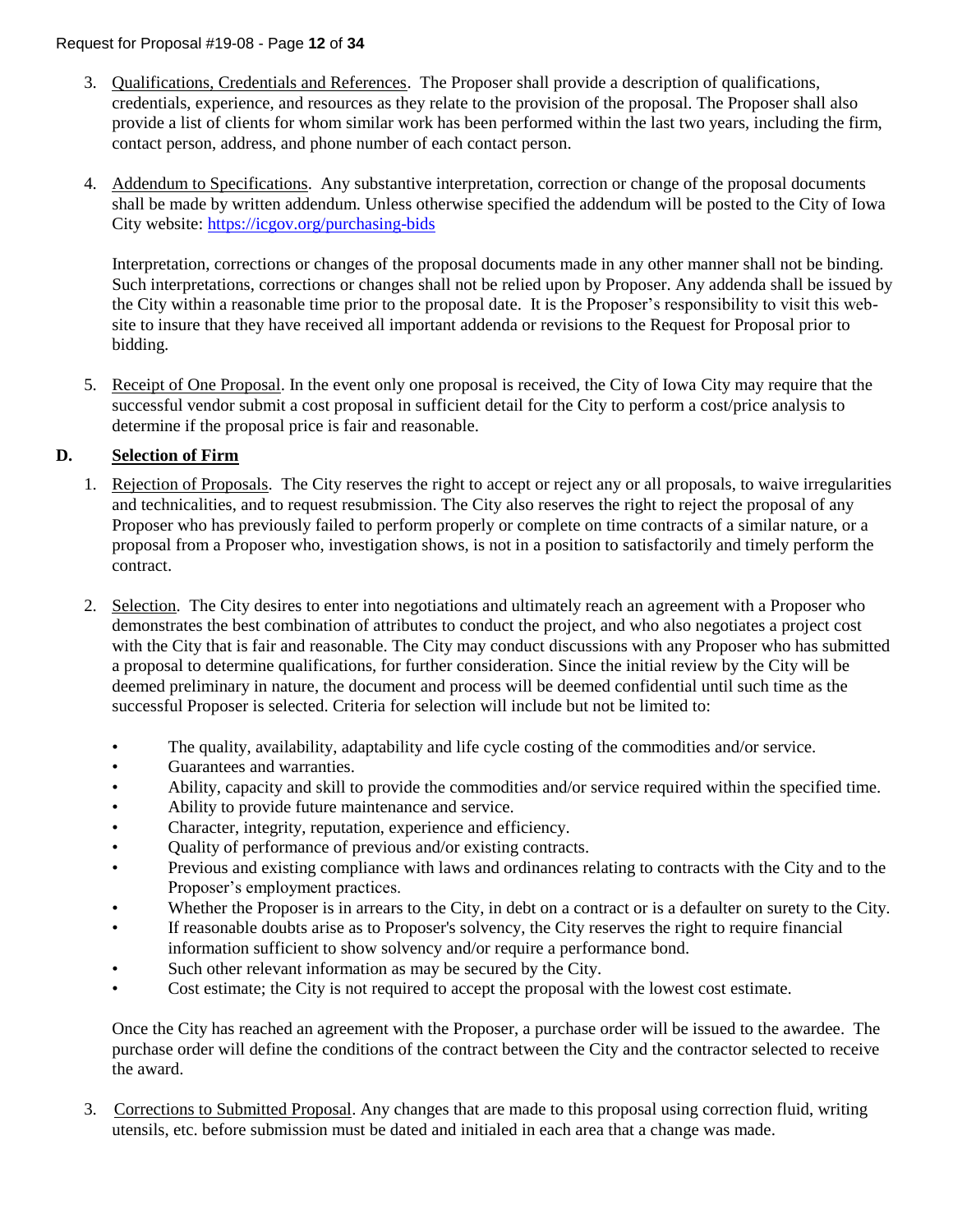3. Qualifications, Credentials and References. The Proposer shall provide a description of qualifications, credentials, experience, and resources as they relate to the provision of the proposal. The Proposer shall also provide a list of clients for whom similar work has been performed within the last two years, including the firm, contact person, address, and phone number of each contact person.

4. Addendum to Specifications. Any substantive interpretation, correction or change of the proposal documents shall be made by written addendum. Unless otherwise specified the addendum will be posted to the City of Iowa City website: https://icgov.org/purchasing-bids

   Interpretation, corrections or changes of the proposal documents made in any other manner shall not be binding. Such interpretations, corrections or changes shall not be relied upon by Proposer. Any addenda shall be issued by the City within a reasonable time prior to the proposal date. It is the Proposer's responsibility to visit this web-site to insure that they have received all important addenda or revisions to the Request for Proposal prior to bidding.

5. Receipt of One Proposal. In the event only one proposal is received, the City of Iowa City may require that the successful vendor submit a cost proposal in sufficient detail for the City to perform a cost/price analysis to determine if the proposal price is fair and reasonable.

## D. Selection of Firm

1. Rejection of Proposals. The City reserves the right to accept or reject any or all proposals, to waive irregularities and technicalities, and to request resubmission. The City also reserves the right to reject the proposal of any Proposer who has previously failed to perform properly or complete on time contracts of a similar nature, or a proposal from a Proposer who, investigation shows, is not in a position to satisfactorily and timely perform the contract.

2. Selection. The City desires to enter into negotiations and ultimately reach an agreement with a Proposer who demonstrates the best combination of attributes to conduct the project, and who also negotiates a project cost with the City that is fair and reasonable. The City may conduct discussions with any Proposer who has submitted a proposal to determine qualifications, for further consideration. Since the initial review by the City will be deemed preliminary in nature, the document and process will be deemed confidential until such time as the successful Proposer is selected. Criteria for selection will include but not be limited to:

   - The quality, availability, adaptability and life cycle costing of the commodities and/or service.
   - Guarantees and warranties.
   - Ability, capacity and skill to provide the commodities and/or service required within the specified time.
   - Ability to provide future maintenance and service.
   - Character, integrity, reputation, experience and efficiency.
   - Quality of performance of previous and/or existing contracts.
   - Previous and existing compliance with laws and ordinances relating to contracts with the City and to the Proposer's employment practices.
   - Whether the Proposer is in arrears to the City, in debt on a contract or is a defaulter on surety to the City.
   - If reasonable doubts arise as to Proposer's solvency, the City reserves the right to require financial information sufficient to show solvency and/or require a performance bond.
   - Such other relevant information as may be secured by the City.
   - Cost estimate; the City is not required to accept the proposal with the lowest cost estimate.

   Once the City has reached an agreement with the Proposer, a purchase order will be issued to the awardee. The purchase order will define the conditions of the contract between the City and the contractor selected to receive the award.

3. Corrections to Submitted Proposal. Any changes that are made to this proposal using correction fluid, writing utensils, etc. before submission must be dated and initialed in each area that a change was made.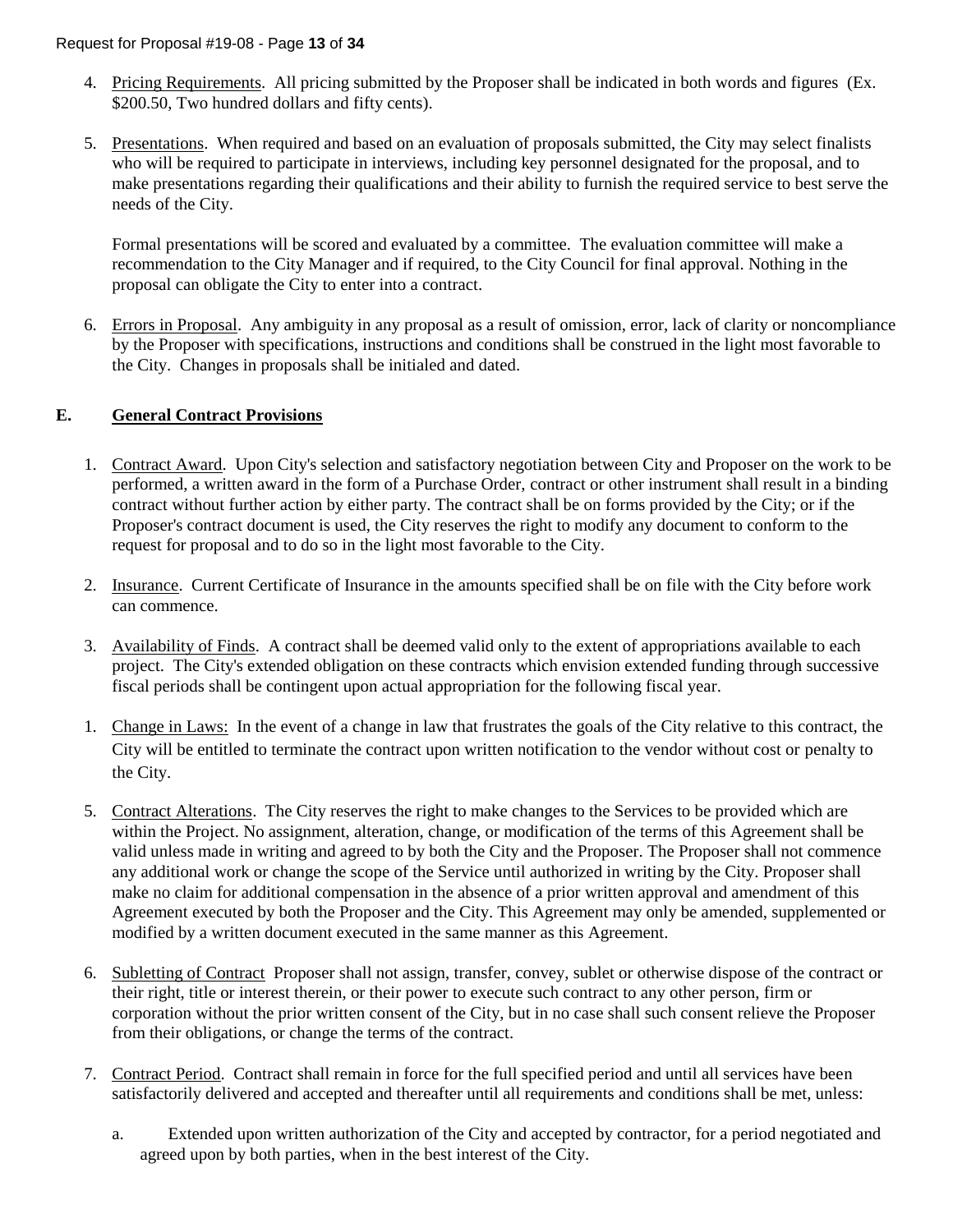4. Pricing Requirements. All pricing submitted by the Proposer shall be indicated in both words and figures (Ex. $200.50, Two hundred dollars and fifty cents).

5. Presentations. When required and based on an evaluation of proposals submitted, the City may select finalists who will be required to participate in interviews, including key personnel designated for the proposal, and to make presentations regarding their qualifications and their ability to furnish the required service to best serve the needs of the City.

   Formal presentations will be scored and evaluated by a committee. The evaluation committee will make a recommendation to the City Manager and if required, to the City Council for final approval. Nothing in the proposal can obligate the City to enter into a contract.

6. Errors in Proposal. Any ambiguity in any proposal as a result of omission, error, lack of clarity or noncompliance by the Proposer with specifications, instructions and conditions shall be construed in the light most favorable to the City. Changes in proposals shall be initialed and dated.

## E. General Contract Provisions

1. Contract Award. Upon City's selection and satisfactory negotiation between City and Proposer on the work to be performed, a written award in the form of a Purchase Order, contract or other instrument shall result in a binding contract without further action by either party. The contract shall be on forms provided by the City; or if the Proposer's contract document is used, the City reserves the right to modify any document to conform to the request for proposal and to do so in the light most favorable to the City.

2. Insurance. Current Certificate of Insurance in the amounts specified shall be on file with the City before work can commence.

3. Availability of Finds. A contract shall be deemed valid only to the extent of appropriations available to each project. The City's extended obligation on these contracts which envision extended funding through successive fiscal periods shall be contingent upon actual appropriation for the following fiscal year.

1. Change in Laws: In the event of a change in law that frustrates the goals of the City relative to this contract, the City will be entitled to terminate the contract upon written notification to the vendor without cost or penalty to the City.

5. Contract Alterations. The City reserves the right to make changes to the Services to be provided which are within the Project. No assignment, alteration, change, or modification of the terms of this Agreement shall be valid unless made in writing and agreed to by both the City and the Proposer. The Proposer shall not commence any additional work or change the scope of the Service until authorized in writing by the City. Proposer shall make no claim for additional compensation in the absence of a prior written approval and amendment of this Agreement executed by both the Proposer and the City. This Agreement may only be amended, supplemented or modified by a written document executed in the same manner as this Agreement.

6. Subletting of Contract Proposer shall not assign, transfer, convey, sublet or otherwise dispose of the contract or their right, title or interest therein, or their power to execute such contract to any other person, firm or corporation without the prior written consent of the City, but in no case shall such consent relieve the Proposer from their obligations, or change the terms of the contract.

7. Contract Period. Contract shall remain in force for the full specified period and until all services have been satisfactorily delivered and accepted and thereafter until all requirements and conditions shall be met, unless:

   a. Extended upon written authorization of the City and accepted by contractor, for a period negotiated and agreed upon by both parties, when in the best interest of the City.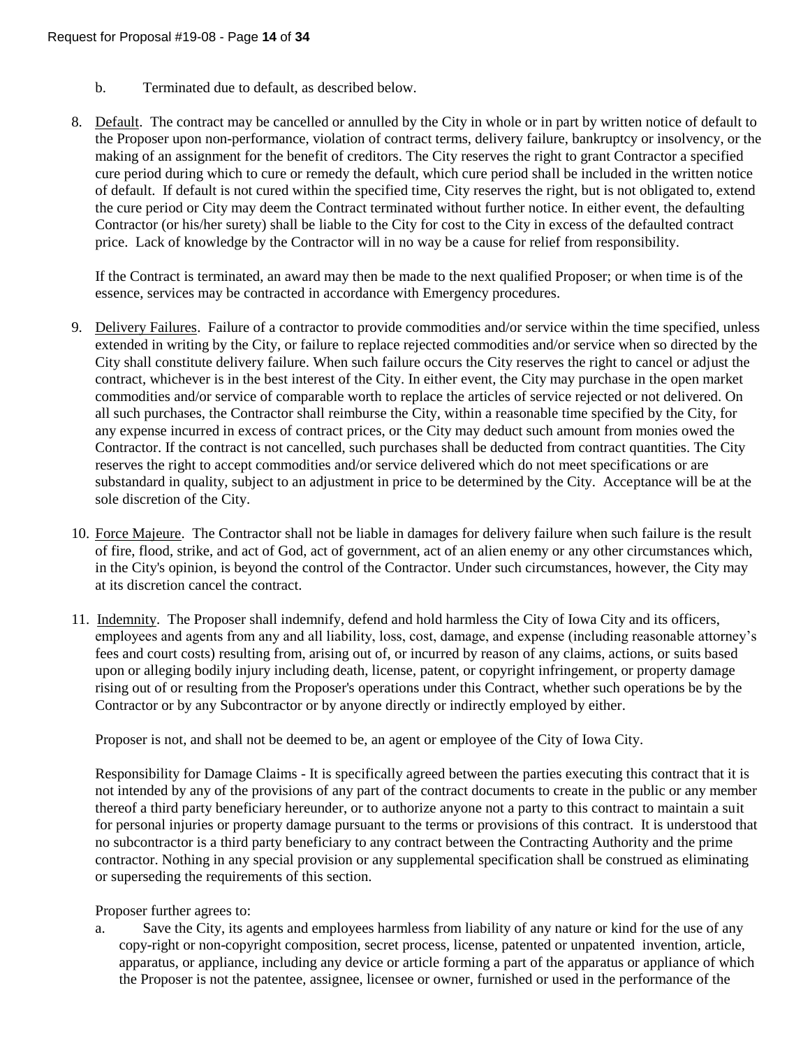b. Terminated due to default, as described below.

8. <u>Default</u>. The contract may be cancelled or annulled by the City in whole or in part by written notice of default to the Proposer upon non-performance, violation of contract terms, delivery failure, bankruptcy or insolvency, or the making of an assignment for the benefit of creditors. The City reserves the right to grant Contractor a specified cure period during which to cure or remedy the default, which cure period shall be included in the written notice of default. If default is not cured within the specified time, City reserves the right, but is not obligated to, extend the cure period or City may deem the Contract terminated without further notice. In either event, the defaulting Contractor (or his/her surety) shall be liable to the City for cost to the City in excess of the defaulted contract price. Lack of knowledge by the Contractor will in no way be a cause for relief from responsibility.

   If the Contract is terminated, an award may then be made to the next qualified Proposer; or when time is of the essence, services may be contracted in accordance with Emergency procedures.

9. <u>Delivery Failures</u>. Failure of a contractor to provide commodities and/or service within the time specified, unless extended in writing by the City, or failure to replace rejected commodities and/or service when so directed by the City shall constitute delivery failure. When such failure occurs the City reserves the right to cancel or adjust the contract, whichever is in the best interest of the City. In either event, the City may purchase in the open market commodities and/or service of comparable worth to replace the articles of service rejected or not delivered. On all such purchases, the Contractor shall reimburse the City, within a reasonable time specified by the City, for any expense incurred in excess of contract prices, or the City may deduct such amount from monies owed the Contractor. If the contract is not cancelled, such purchases shall be deducted from contract quantities. The City reserves the right to accept commodities and/or service delivered which do not meet specifications or are substandard in quality, subject to an adjustment in price to be determined by the City. Acceptance will be at the sole discretion of the City.

10. <u>Force Majeure</u>. The Contractor shall not be liable in damages for delivery failure when such failure is the result of fire, flood, strike, and act of God, act of government, act of an alien enemy or any other circumstances which, in the City's opinion, is beyond the control of the Contractor. Under such circumstances, however, the City may at its discretion cancel the contract.

11. <u>Indemnity</u>. The Proposer shall indemnify, defend and hold harmless the City of Iowa City and its officers, employees and agents from any and all liability, loss, cost, damage, and expense (including reasonable attorney's fees and court costs) resulting from, arising out of, or incurred by reason of any claims, actions, or suits based upon or alleging bodily injury including death, license, patent, or copyright infringement, or property damage rising out of or resulting from the Proposer's operations under this Contract, whether such operations be by the Contractor or by any Subcontractor or by anyone directly or indirectly employed by either.

    Proposer is not, and shall not be deemed to be, an agent or employee of the City of Iowa City.

    Responsibility for Damage Claims - It is specifically agreed between the parties executing this contract that it is not intended by any of the provisions of any part of the contract documents to create in the public or any member thereof a third party beneficiary hereunder, or to authorize anyone not a party to this contract to maintain a suit for personal injuries or property damage pursuant to the terms or provisions of this contract. It is understood that no subcontractor is a third party beneficiary to any contract between the Contracting Authority and the prime contractor. Nothing in any special provision or any supplemental specification shall be construed as eliminating or superseding the requirements of this section.

    Proposer further agrees to:

    a. Save the City, its agents and employees harmless from liability of any nature or kind for the use of any copy-right or non-copyright composition, secret process, license, patented or unpatented invention, article, apparatus, or appliance, including any device or article forming a part of the apparatus or appliance of which the Proposer is not the patentee, assignee, licensee or owner, furnished or used in the performance of the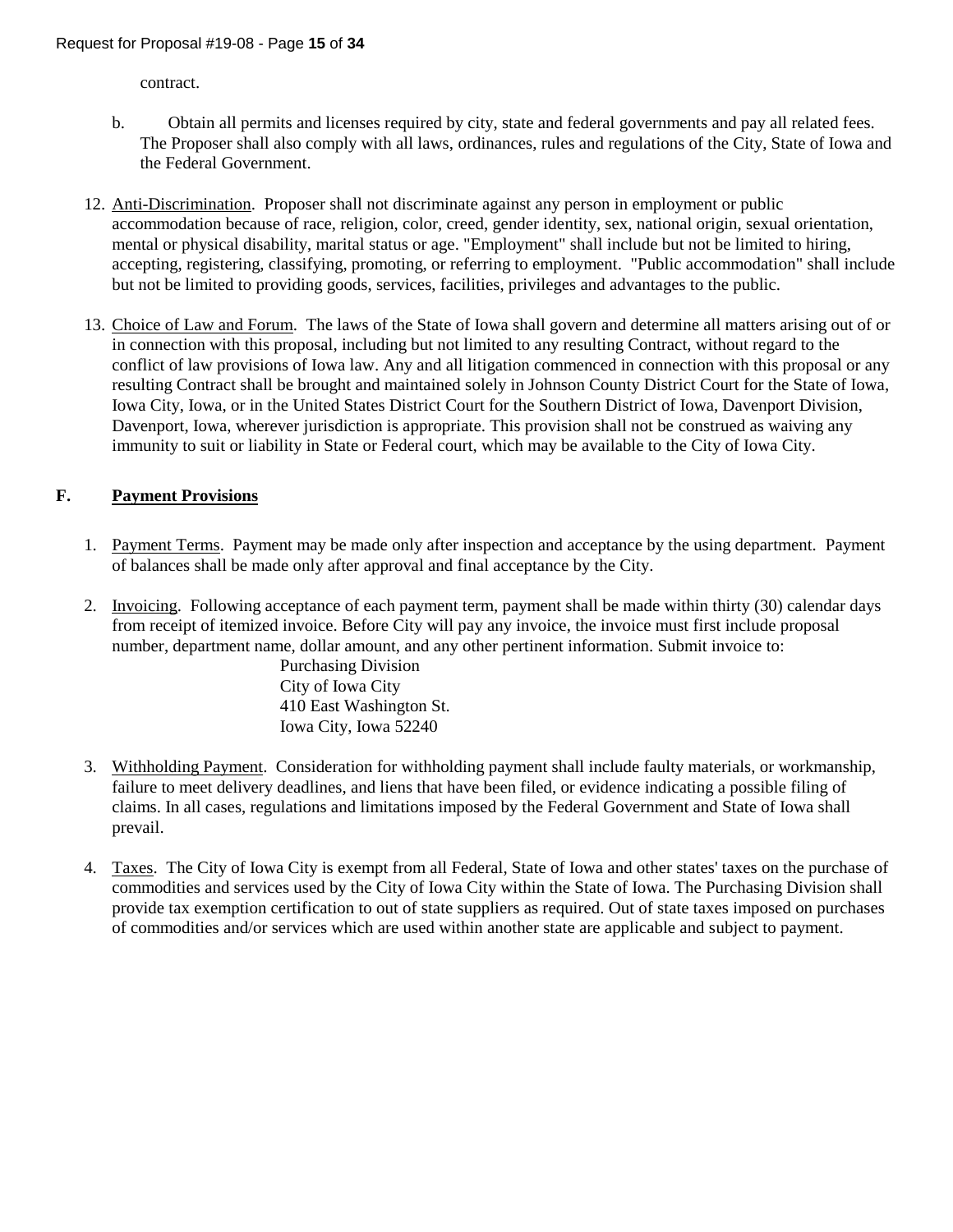contract.

b. Obtain all permits and licenses required by city, state and federal governments and pay all related fees. The Proposer shall also comply with all laws, ordinances, rules and regulations of the City, State of Iowa and the Federal Government.

12. Anti-Discrimination. Proposer shall not discriminate against any person in employment or public accommodation because of race, religion, color, creed, gender identity, sex, national origin, sexual orientation, mental or physical disability, marital status or age. "Employment" shall include but not be limited to hiring, accepting, registering, classifying, promoting, or referring to employment. "Public accommodation" shall include but not be limited to providing goods, services, facilities, privileges and advantages to the public.

13. Choice of Law and Forum. The laws of the State of Iowa shall govern and determine all matters arising out of or in connection with this proposal, including but not limited to any resulting Contract, without regard to the conflict of law provisions of Iowa law. Any and all litigation commenced in connection with this proposal or any resulting Contract shall be brought and maintained solely in Johnson County District Court for the State of Iowa, Iowa City, Iowa, or in the United States District Court for the Southern District of Iowa, Davenport Division, Davenport, Iowa, wherever jurisdiction is appropriate. This provision shall not be construed as waiving any immunity to suit or liability in State or Federal court, which may be available to the City of Iowa City.

## F. Payment Provisions

1. Payment Terms. Payment may be made only after inspection and acceptance by the using department. Payment of balances shall be made only after approval and final acceptance by the City.

2. Invoicing. Following acceptance of each payment term, payment shall be made within thirty (30) calendar days from receipt of itemized invoice. Before City will pay any invoice, the invoice must first include proposal number, department name, dollar amount, and any other pertinent information. Submit invoice to:

   Purchasing Division
   City of Iowa City
   410 East Washington St.
   Iowa City, Iowa 52240

3. Withholding Payment. Consideration for withholding payment shall include faulty materials, or workmanship, failure to meet delivery deadlines, and liens that have been filed, or evidence indicating a possible filing of claims. In all cases, regulations and limitations imposed by the Federal Government and State of Iowa shall prevail.

4. Taxes. The City of Iowa City is exempt from all Federal, State of Iowa and other states' taxes on the purchase of commodities and services used by the City of Iowa City within the State of Iowa. The Purchasing Division shall provide tax exemption certification to out of state suppliers as required. Out of state taxes imposed on purchases of commodities and/or services which are used within another state are applicable and subject to payment.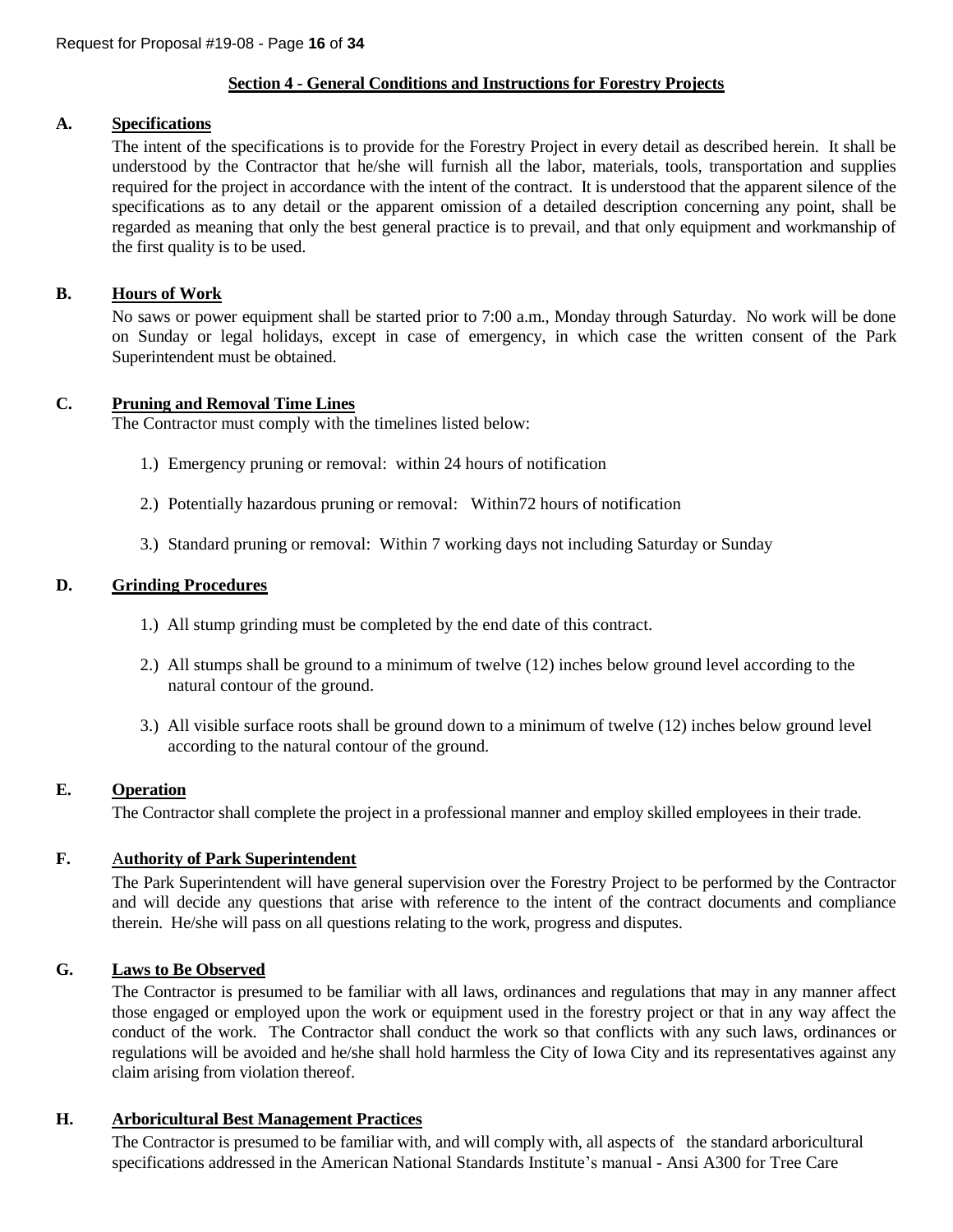## Section 4 - General Conditions and Instructions for Forestry Projects

**A. Specifications**

The intent of the specifications is to provide for the Forestry Project in every detail as described herein. It shall be understood by the Contractor that he/she will furnish all the labor, materials, tools, transportation and supplies required for the project in accordance with the intent of the contract. It is understood that the apparent silence of the specifications as to any detail or the apparent omission of a detailed description concerning any point, shall be regarded as meaning that only the best general practice is to prevail, and that only equipment and workmanship of the first quality is to be used.

**B. Hours of Work**

No saws or power equipment shall be started prior to 7:00 a.m., Monday through Saturday. No work will be done on Sunday or legal holidays, except in case of emergency, in which case the written consent of the Park Superintendent must be obtained.

**C. Pruning and Removal Time Lines**

The Contractor must comply with the timelines listed below:

1.) Emergency pruning or removal: within 24 hours of notification

2.) Potentially hazardous pruning or removal: Within72 hours of notification

3.) Standard pruning or removal: Within 7 working days not including Saturday or Sunday

**D. Grinding Procedures**

1.) All stump grinding must be completed by the end date of this contract.

2.) All stumps shall be ground to a minimum of twelve (12) inches below ground level according to the natural contour of the ground.

3.) All visible surface roots shall be ground down to a minimum of twelve (12) inches below ground level according to the natural contour of the ground.

**E. Operation**

The Contractor shall complete the project in a professional manner and employ skilled employees in their trade.

**F. Authority of Park Superintendent**

The Park Superintendent will have general supervision over the Forestry Project to be performed by the Contractor and will decide any questions that arise with reference to the intent of the contract documents and compliance therein. He/she will pass on all questions relating to the work, progress and disputes.

**G. Laws to Be Observed**

The Contractor is presumed to be familiar with all laws, ordinances and regulations that may in any manner affect those engaged or employed upon the work or equipment used in the forestry project or that in any way affect the conduct of the work. The Contractor shall conduct the work so that conflicts with any such laws, ordinances or regulations will be avoided and he/she shall hold harmless the City of Iowa City and its representatives against any claim arising from violation thereof.

**H. Arboricultural Best Management Practices**

The Contractor is presumed to be familiar with, and will comply with, all aspects of the standard arboricultural specifications addressed in the American National Standards Institute's manual - Ansi A300 for Tree Care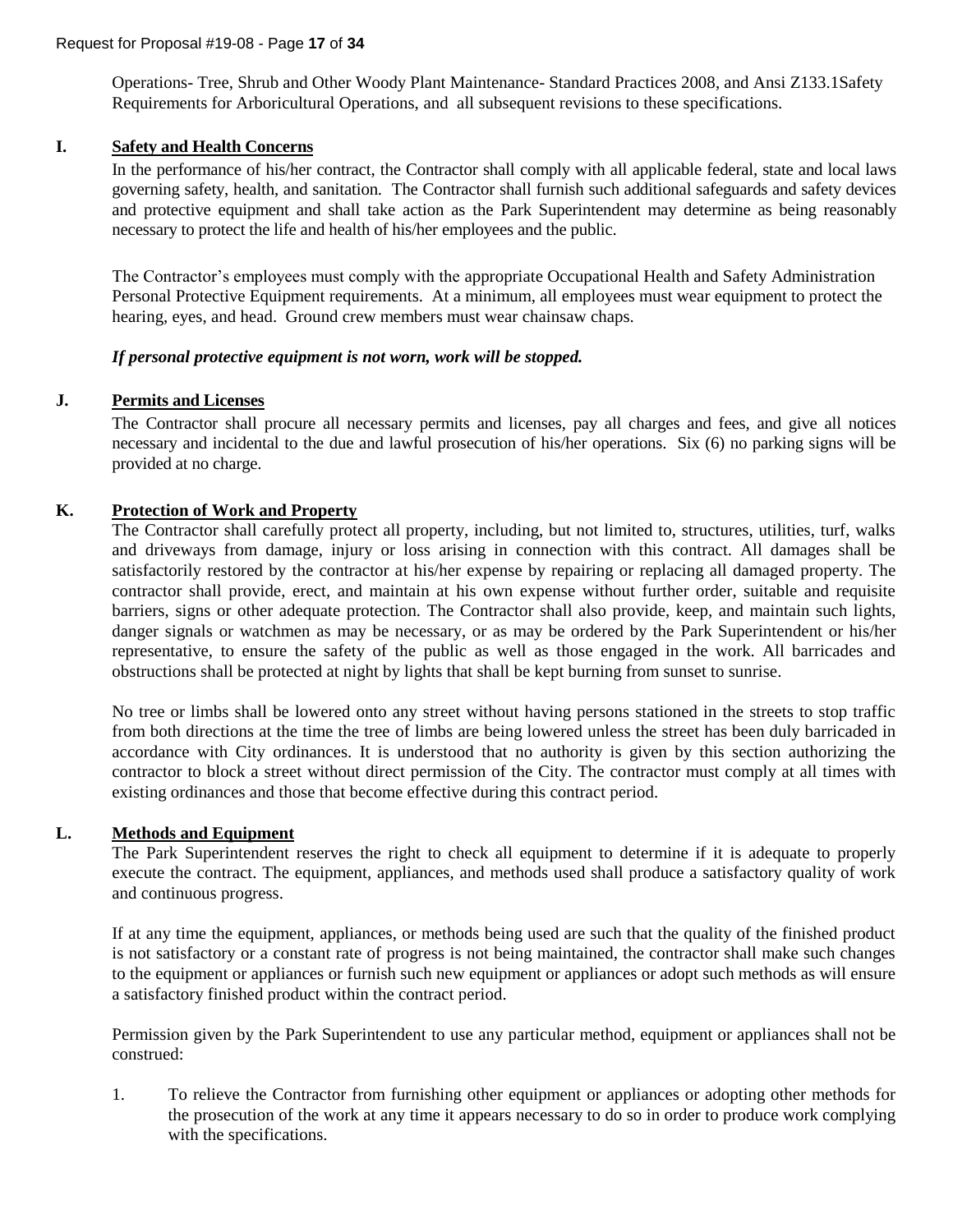Operations- Tree, Shrub and Other Woody Plant Maintenance- Standard Practices 2008, and Ansi Z133.1Safety Requirements for Arboricultural Operations, and all subsequent revisions to these specifications.

**I. Safety and Health Concerns**

In the performance of his/her contract, the Contractor shall comply with all applicable federal, state and local laws governing safety, health, and sanitation. The Contractor shall furnish such additional safeguards and safety devices and protective equipment and shall take action as the Park Superintendent may determine as being reasonably necessary to protect the life and health of his/her employees and the public.

The Contractor's employees must comply with the appropriate Occupational Health and Safety Administration Personal Protective Equipment requirements. At a minimum, all employees must wear equipment to protect the hearing, eyes, and head. Ground crew members must wear chainsaw chaps.

***If personal protective equipment is not worn, work will be stopped.***

**J. Permits and Licenses**

The Contractor shall procure all necessary permits and licenses, pay all charges and fees, and give all notices necessary and incidental to the due and lawful prosecution of his/her operations. Six (6) no parking signs will be provided at no charge.

**K. Protection of Work and Property**

The Contractor shall carefully protect all property, including, but not limited to, structures, utilities, turf, walks and driveways from damage, injury or loss arising in connection with this contract. All damages shall be satisfactorily restored by the contractor at his/her expense by repairing or replacing all damaged property. The contractor shall provide, erect, and maintain at his own expense without further order, suitable and requisite barriers, signs or other adequate protection. The Contractor shall also provide, keep, and maintain such lights, danger signals or watchmen as may be necessary, or as may be ordered by the Park Superintendent or his/her representative, to ensure the safety of the public as well as those engaged in the work. All barricades and obstructions shall be protected at night by lights that shall be kept burning from sunset to sunrise.

No tree or limbs shall be lowered onto any street without having persons stationed in the streets to stop traffic from both directions at the time the tree of limbs are being lowered unless the street has been duly barricaded in accordance with City ordinances. It is understood that no authority is given by this section authorizing the contractor to block a street without direct permission of the City. The contractor must comply at all times with existing ordinances and those that become effective during this contract period.

**L. Methods and Equipment**

The Park Superintendent reserves the right to check all equipment to determine if it is adequate to properly execute the contract. The equipment, appliances, and methods used shall produce a satisfactory quality of work and continuous progress.

If at any time the equipment, appliances, or methods being used are such that the quality of the finished product is not satisfactory or a constant rate of progress is not being maintained, the contractor shall make such changes to the equipment or appliances or furnish such new equipment or appliances or adopt such methods as will ensure a satisfactory finished product within the contract period.

Permission given by the Park Superintendent to use any particular method, equipment or appliances shall not be construed:

1. To relieve the Contractor from furnishing other equipment or appliances or adopting other methods for the prosecution of the work at any time it appears necessary to do so in order to produce work complying with the specifications.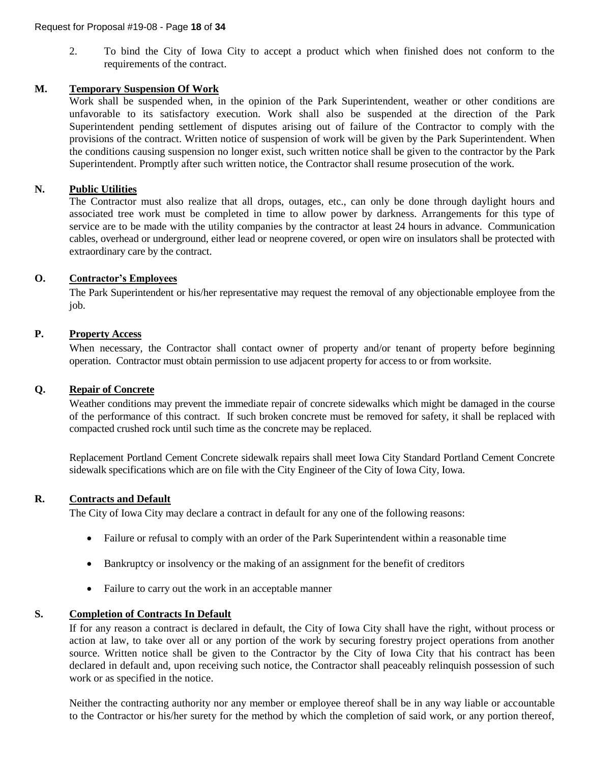2. To bind the City of Iowa City to accept a product which when finished does not conform to the requirements of the contract.

### M. Temporary Suspension Of Work

Work shall be suspended when, in the opinion of the Park Superintendent, weather or other conditions are unfavorable to its satisfactory execution. Work shall also be suspended at the direction of the Park Superintendent pending settlement of disputes arising out of failure of the Contractor to comply with the provisions of the contract. Written notice of suspension of work will be given by the Park Superintendent. When the conditions causing suspension no longer exist, such written notice shall be given to the contractor by the Park Superintendent. Promptly after such written notice, the Contractor shall resume prosecution of the work.

### N. Public Utilities

The Contractor must also realize that all drops, outages, etc., can only be done through daylight hours and associated tree work must be completed in time to allow power by darkness. Arrangements for this type of service are to be made with the utility companies by the contractor at least 24 hours in advance. Communication cables, overhead or underground, either lead or neoprene covered, or open wire on insulators shall be protected with extraordinary care by the contract.

### O. Contractor's Employees

The Park Superintendent or his/her representative may request the removal of any objectionable employee from the job.

### P. Property Access

When necessary, the Contractor shall contact owner of property and/or tenant of property before beginning operation. Contractor must obtain permission to use adjacent property for access to or from worksite.

### Q. Repair of Concrete

Weather conditions may prevent the immediate repair of concrete sidewalks which might be damaged in the course of the performance of this contract. If such broken concrete must be removed for safety, it shall be replaced with compacted crushed rock until such time as the concrete may be replaced.

Replacement Portland Cement Concrete sidewalk repairs shall meet Iowa City Standard Portland Cement Concrete sidewalk specifications which are on file with the City Engineer of the City of Iowa City, Iowa.

### R. Contracts and Default

The City of Iowa City may declare a contract in default for any one of the following reasons:

- Failure or refusal to comply with an order of the Park Superintendent within a reasonable time
- Bankruptcy or insolvency or the making of an assignment for the benefit of creditors
- Failure to carry out the work in an acceptable manner

### S. Completion of Contracts In Default

If for any reason a contract is declared in default, the City of Iowa City shall have the right, without process or action at law, to take over all or any portion of the work by securing forestry project operations from another source. Written notice shall be given to the Contractor by the City of Iowa City that his contract has been declared in default and, upon receiving such notice, the Contractor shall peaceably relinquish possession of such work or as specified in the notice.

Neither the contracting authority nor any member or employee thereof shall be in any way liable or accountable to the Contractor or his/her surety for the method by which the completion of said work, or any portion thereof,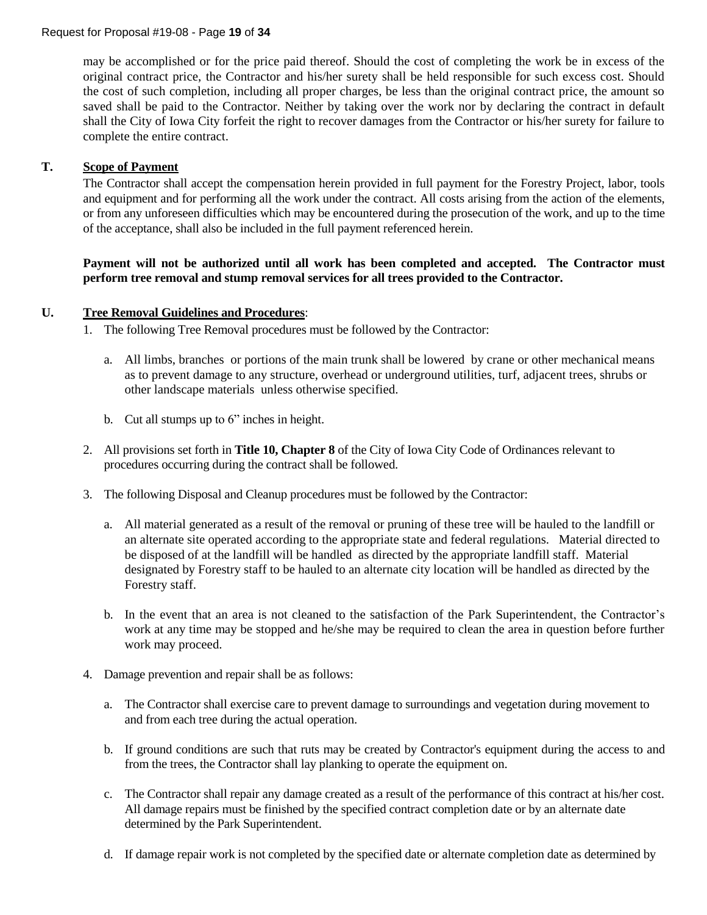may be accomplished or for the price paid thereof. Should the cost of completing the work be in excess of the original contract price, the Contractor and his/her surety shall be held responsible for such excess cost. Should the cost of such completion, including all proper charges, be less than the original contract price, the amount so saved shall be paid to the Contractor. Neither by taking over the work nor by declaring the contract in default shall the City of Iowa City forfeit the right to recover damages from the Contractor or his/her surety for failure to complete the entire contract.

**T. Scope of Payment**

The Contractor shall accept the compensation herein provided in full payment for the Forestry Project, labor, tools and equipment and for performing all the work under the contract. All costs arising from the action of the elements, or from any unforeseen difficulties which may be encountered during the prosecution of the work, and up to the time of the acceptance, shall also be included in the full payment referenced herein.

**Payment will not be authorized until all work has been completed and accepted. The Contractor must perform tree removal and stump removal services for all trees provided to the Contractor.**

**U. Tree Removal Guidelines and Procedures**:

1. The following Tree Removal procedures must be followed by the Contractor:

   a. All limbs, branches or portions of the main trunk shall be lowered by crane or other mechanical means as to prevent damage to any structure, overhead or underground utilities, turf, adjacent trees, shrubs or other landscape materials unless otherwise specified.

   b. Cut all stumps up to 6" inches in height.

2. All provisions set forth in **Title 10, Chapter 8** of the City of Iowa City Code of Ordinances relevant to procedures occurring during the contract shall be followed.

3. The following Disposal and Cleanup procedures must be followed by the Contractor:

   a. All material generated as a result of the removal or pruning of these tree will be hauled to the landfill or an alternate site operated according to the appropriate state and federal regulations. Material directed to be disposed of at the landfill will be handled as directed by the appropriate landfill staff. Material designated by Forestry staff to be hauled to an alternate city location will be handled as directed by the Forestry staff.

   b. In the event that an area is not cleaned to the satisfaction of the Park Superintendent, the Contractor's work at any time may be stopped and he/she may be required to clean the area in question before further work may proceed.

4. Damage prevention and repair shall be as follows:

   a. The Contractor shall exercise care to prevent damage to surroundings and vegetation during movement to and from each tree during the actual operation.

   b. If ground conditions are such that ruts may be created by Contractor's equipment during the access to and from the trees, the Contractor shall lay planking to operate the equipment on.

   c. The Contractor shall repair any damage created as a result of the performance of this contract at his/her cost. All damage repairs must be finished by the specified contract completion date or by an alternate date determined by the Park Superintendent.

   d. If damage repair work is not completed by the specified date or alternate completion date as determined by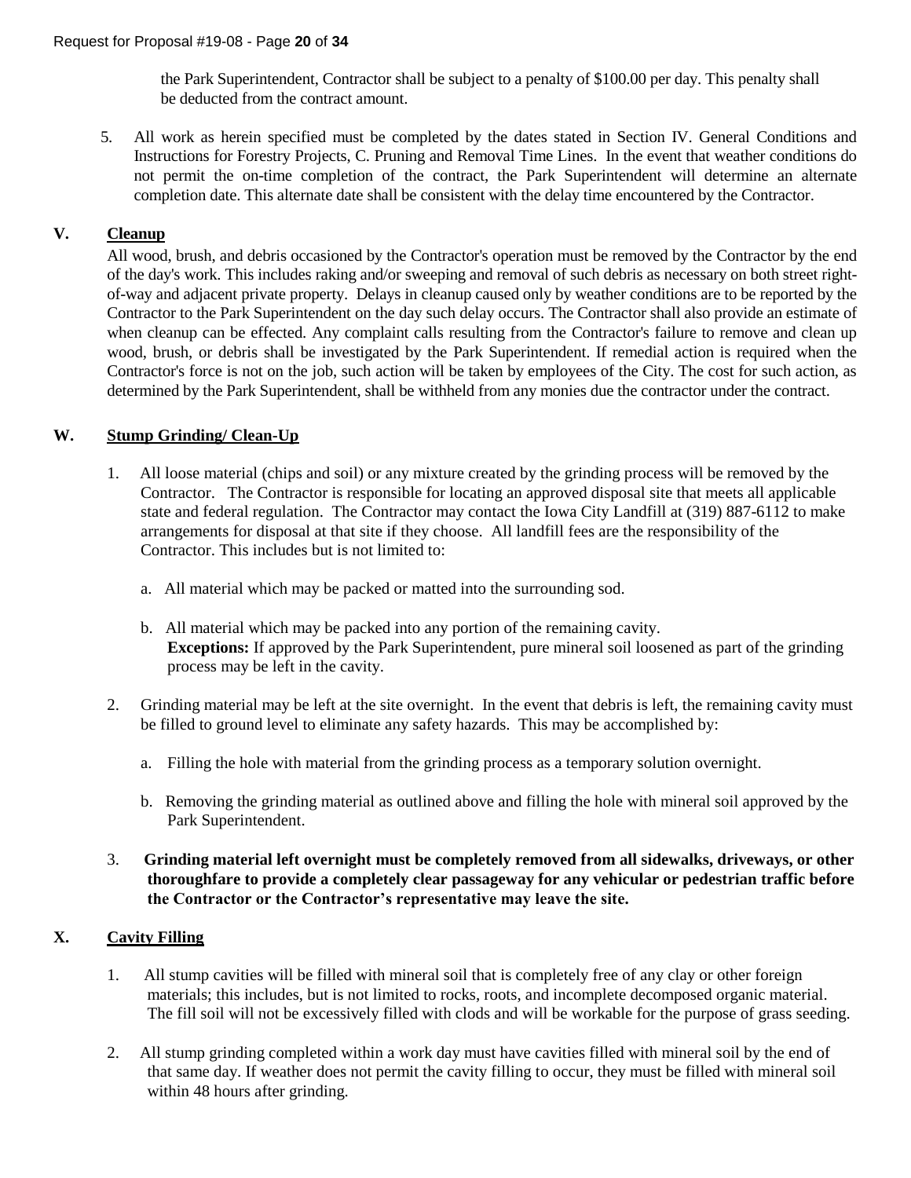the Park Superintendent, Contractor shall be subject to a penalty of $100.00 per day. This penalty shall be deducted from the contract amount.

5. All work as herein specified must be completed by the dates stated in Section IV. General Conditions and Instructions for Forestry Projects, C. Pruning and Removal Time Lines. In the event that weather conditions do not permit the on-time completion of the contract, the Park Superintendent will determine an alternate completion date. This alternate date shall be consistent with the delay time encountered by the Contractor.

## V. Cleanup

All wood, brush, and debris occasioned by the Contractor's operation must be removed by the Contractor by the end of the day's work. This includes raking and/or sweeping and removal of such debris as necessary on both street right-of-way and adjacent private property. Delays in cleanup caused only by weather conditions are to be reported by the Contractor to the Park Superintendent on the day such delay occurs. The Contractor shall also provide an estimate of when cleanup can be effected. Any complaint calls resulting from the Contractor's failure to remove and clean up wood, brush, or debris shall be investigated by the Park Superintendent. If remedial action is required when the Contractor's force is not on the job, such action will be taken by employees of the City. The cost for such action, as determined by the Park Superintendent, shall be withheld from any monies due the contractor under the contract.

## W. Stump Grinding/ Clean-Up

1. All loose material (chips and soil) or any mixture created by the grinding process will be removed by the Contractor. The Contractor is responsible for locating an approved disposal site that meets all applicable state and federal regulation. The Contractor may contact the Iowa City Landfill at (319) 887-6112 to make arrangements for disposal at that site if they choose. All landfill fees are the responsibility of the Contractor. This includes but is not limited to:

   a. All material which may be packed or matted into the surrounding sod.

   b. All material which may be packed into any portion of the remaining cavity.
   **Exceptions:** If approved by the Park Superintendent, pure mineral soil loosened as part of the grinding process may be left in the cavity.

2. Grinding material may be left at the site overnight. In the event that debris is left, the remaining cavity must be filled to ground level to eliminate any safety hazards. This may be accomplished by:

   a. Filling the hole with material from the grinding process as a temporary solution overnight.

   b. Removing the grinding material as outlined above and filling the hole with mineral soil approved by the Park Superintendent.

3. **Grinding material left overnight must be completely removed from all sidewalks, driveways, or other thoroughfare to provide a completely clear passageway for any vehicular or pedestrian traffic before the Contractor or the Contractor's representative may leave the site.**

## X. Cavity Filling

1. All stump cavities will be filled with mineral soil that is completely free of any clay or other foreign materials; this includes, but is not limited to rocks, roots, and incomplete decomposed organic material. The fill soil will not be excessively filled with clods and will be workable for the purpose of grass seeding.

2. All stump grinding completed within a work day must have cavities filled with mineral soil by the end of that same day. If weather does not permit the cavity filling to occur, they must be filled with mineral soil within 48 hours after grinding.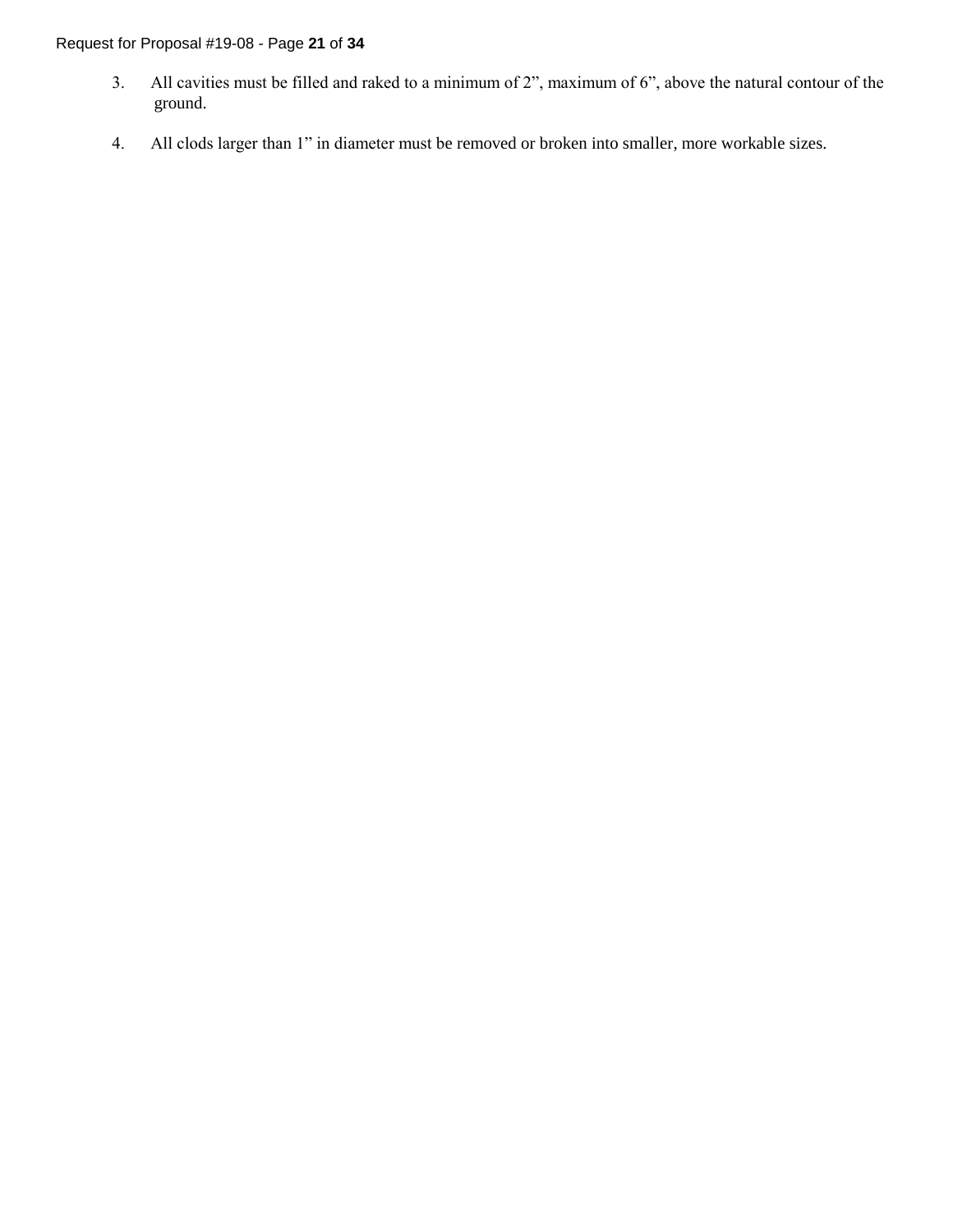3. All cavities must be filled and raked to a minimum of 2”, maximum of 6”, above the natural contour of the ground.

4. All clods larger than 1” in diameter must be removed or broken into smaller, more workable sizes.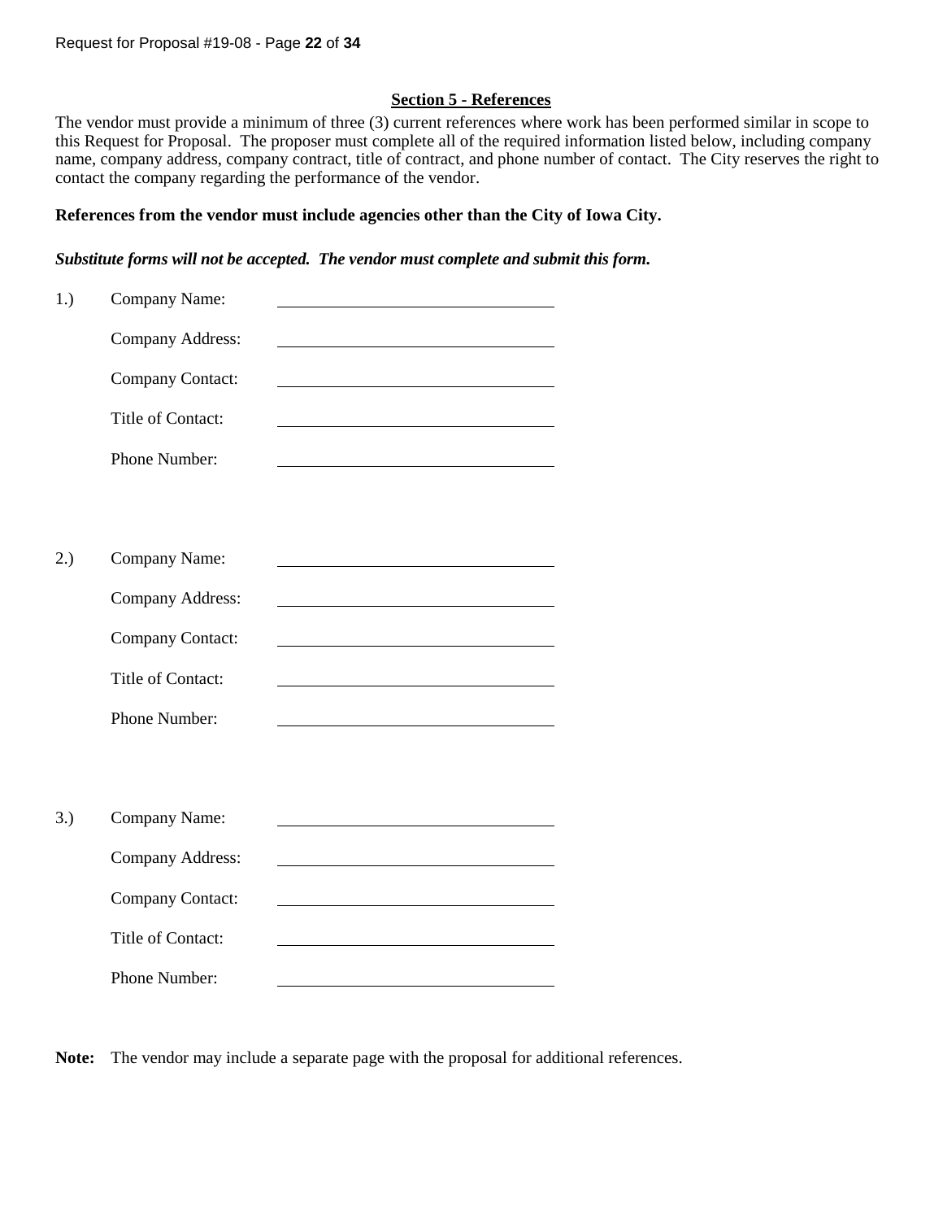## Section 5 - References

The vendor must provide a minimum of three (3) current references where work has been performed similar in scope to this Request for Proposal. The proposer must complete all of the required information listed below, including company name, company address, company contract, title of contract, and phone number of contact. The City reserves the right to contact the company regarding the performance of the vendor.

**References from the vendor must include agencies other than the City of Iowa City.**

***Substitute forms will not be accepted. The vendor must complete and submit this form.***

1.) Company Name: ______________________________

Company Address: ______________________________

Company Contact: ______________________________

Title of Contact: ______________________________

Phone Number: ______________________________

2.) Company Name: ______________________________

Company Address: ______________________________

Company Contact: ______________________________

Title of Contact: ______________________________

Phone Number: ______________________________

3.) Company Name: ______________________________

Company Address: ______________________________

Company Contact: ______________________________

Title of Contact: ______________________________

Phone Number: ______________________________

**Note:** The vendor may include a separate page with the proposal for additional references.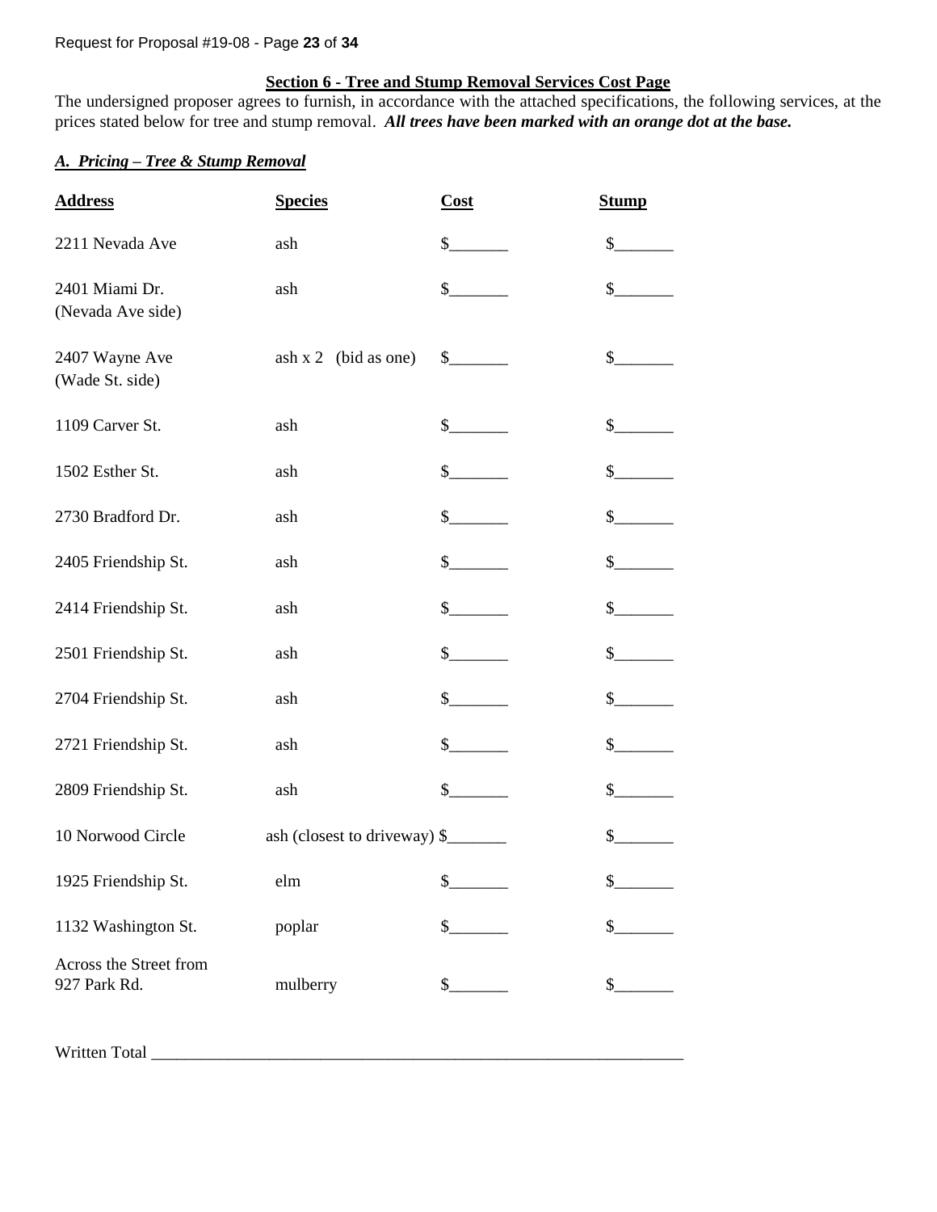## Section 6 - Tree and Stump Removal Services Cost Page

The undersigned proposer agrees to furnish, in accordance with the attached specifications, the following services, at the prices stated below for tree and stump removal. ***All trees have been marked with an orange dot at the base.***

### *A. Pricing – Tree & Stump Removal*

| Address | Species | Cost | Stump |
|---|---|---|---|
| 2211 Nevada Ave | ash | $_______ | $_______ |
| 2401 Miami Dr. (Nevada Ave side) | ash | $_______ | $_______ |
| 2407 Wayne Ave (Wade St. side) | ash x 2 (bid as one) | $_______ | $_______ |
| 1109 Carver St. | ash | $_______ | $_______ |
| 1502 Esther St. | ash | $_______ | $_______ |
| 2730 Bradford Dr. | ash | $_______ | $_______ |
| 2405 Friendship St. | ash | $_______ | $_______ |
| 2414 Friendship St. | ash | $_______ | $_______ |
| 2501 Friendship St. | ash | $_______ | $_______ |
| 2704 Friendship St. | ash | $_______ | $_______ |
| 2721 Friendship St. | ash | $_______ | $_______ |
| 2809 Friendship St. | ash | $_______ | $_______ |
| 10 Norwood Circle | ash (closest to driveway) | $_______ | $_______ |
| 1925 Friendship St. | elm | $_______ | $_______ |
| 1132 Washington St. | poplar | $_______ | $_______ |
| Across the Street from 927 Park Rd. | mulberry | $_______ | $_______ |

Written Total ________________________________________________________________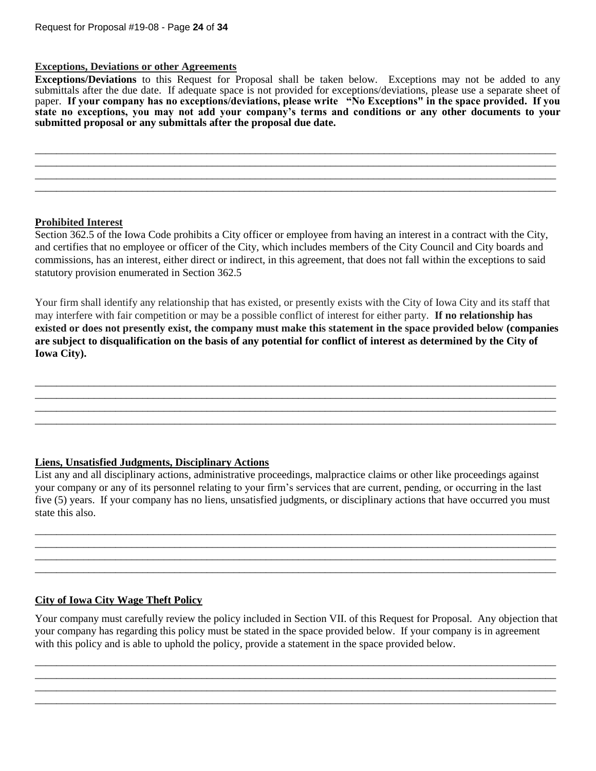**Exceptions, Deviations or other Agreements**

**Exceptions/Deviations** to this Request for Proposal shall be taken below. Exceptions may not be added to any submittals after the due date. If adequate space is not provided for exceptions/deviations, please use a separate sheet of paper. **If your company has no exceptions/deviations, please write "No Exceptions" in the space provided. If you state no exceptions, you may not add your company's terms and conditions or any other documents to your submitted proposal or any submittals after the proposal due date.**

_______________________________________________________________________________________________
_______________________________________________________________________________________________
_______________________________________________________________________________________________
_______________________________________________________________________________________________

**Prohibited Interest**

Section 362.5 of the Iowa Code prohibits a City officer or employee from having an interest in a contract with the City, and certifies that no employee or officer of the City, which includes members of the City Council and City boards and commissions, has an interest, either direct or indirect, in this agreement, that does not fall within the exceptions to said statutory provision enumerated in Section 362.5

Your firm shall identify any relationship that has existed, or presently exists with the City of Iowa City and its staff that may interfere with fair competition or may be a possible conflict of interest for either party. **If no relationship has existed or does not presently exist, the company must make this statement in the space provided below (companies are subject to disqualification on the basis of any potential for conflict of interest as determined by the City of Iowa City).**

_______________________________________________________________________________________________
_______________________________________________________________________________________________
_______________________________________________________________________________________________
_______________________________________________________________________________________________

**Liens, Unsatisfied Judgments, Disciplinary Actions**

List any and all disciplinary actions, administrative proceedings, malpractice claims or other like proceedings against your company or any of its personnel relating to your firm's services that are current, pending, or occurring in the last five (5) years. If your company has no liens, unsatisfied judgments, or disciplinary actions that have occurred you must state this also.

_______________________________________________________________________________________________
_______________________________________________________________________________________________
_______________________________________________________________________________________________
_______________________________________________________________________________________________

**City of Iowa City Wage Theft Policy**

Your company must carefully review the policy included in Section VII. of this Request for Proposal. Any objection that your company has regarding this policy must be stated in the space provided below. If your company is in agreement with this policy and is able to uphold the policy, provide a statement in the space provided below.

_______________________________________________________________________________________________
_______________________________________________________________________________________________
_______________________________________________________________________________________________
_______________________________________________________________________________________________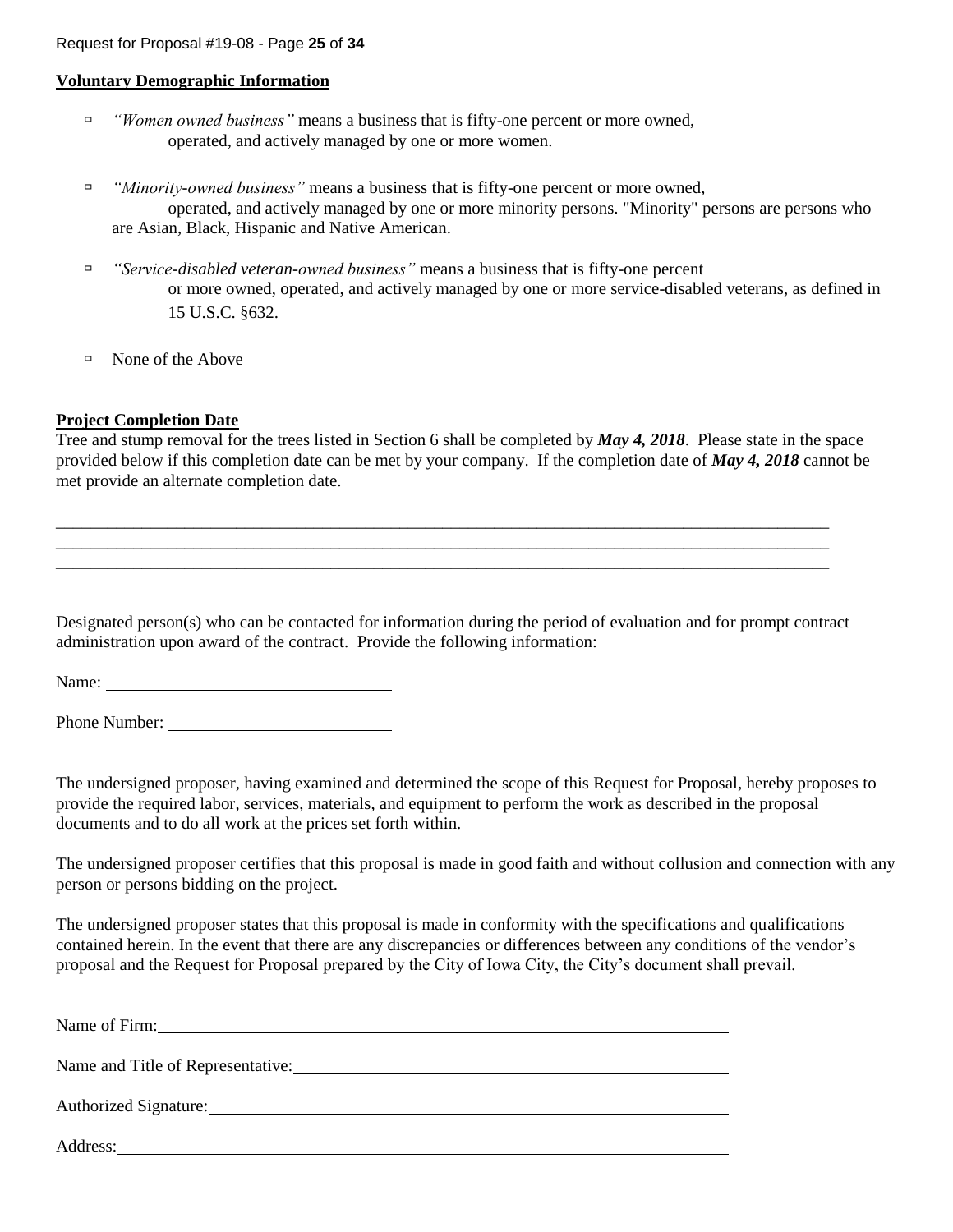**Voluntary Demographic Information**

- ▭ *"Women owned business"* means a business that is fifty-one percent or more owned, operated, and actively managed by one or more women.
- ▭ *"Minority-owned business"* means a business that is fifty-one percent or more owned, operated, and actively managed by one or more minority persons. "Minority" persons are persons who are Asian, Black, Hispanic and Native American.
- ▭ *"Service-disabled veteran-owned business"* means a business that is fifty-one percent or more owned, operated, and actively managed by one or more service-disabled veterans, as defined in 15 U.S.C. §632.
- ▭ None of the Above

**Project Completion Date**

Tree and stump removal for the trees listed in Section 6 shall be completed by ***May 4, 2018***. Please state in the space provided below if this completion date can be met by your company. If the completion date of ***May 4, 2018*** cannot be met provide an alternate completion date.

______________________________________________________________________________________________
______________________________________________________________________________________________
______________________________________________________________________________________________

Designated person(s) who can be contacted for information during the period of evaluation and for prompt contract administration upon award of the contract. Provide the following information:

Name: ______________________________

Phone Number: ______________________________

The undersigned proposer, having examined and determined the scope of this Request for Proposal, hereby proposes to provide the required labor, services, materials, and equipment to perform the work as described in the proposal documents and to do all work at the prices set forth within.

The undersigned proposer certifies that this proposal is made in good faith and without collusion and connection with any person or persons bidding on the project.

The undersigned proposer states that this proposal is made in conformity with the specifications and qualifications contained herein. In the event that there are any discrepancies or differences between any conditions of the vendor's proposal and the Request for Proposal prepared by the City of Iowa City, the City's document shall prevail.

Name of Firm: ______________________________________________________________

Name and Title of Representative: ______________________________________________

Authorized Signature: _______________________________________________________

Address: _________________________________________________________________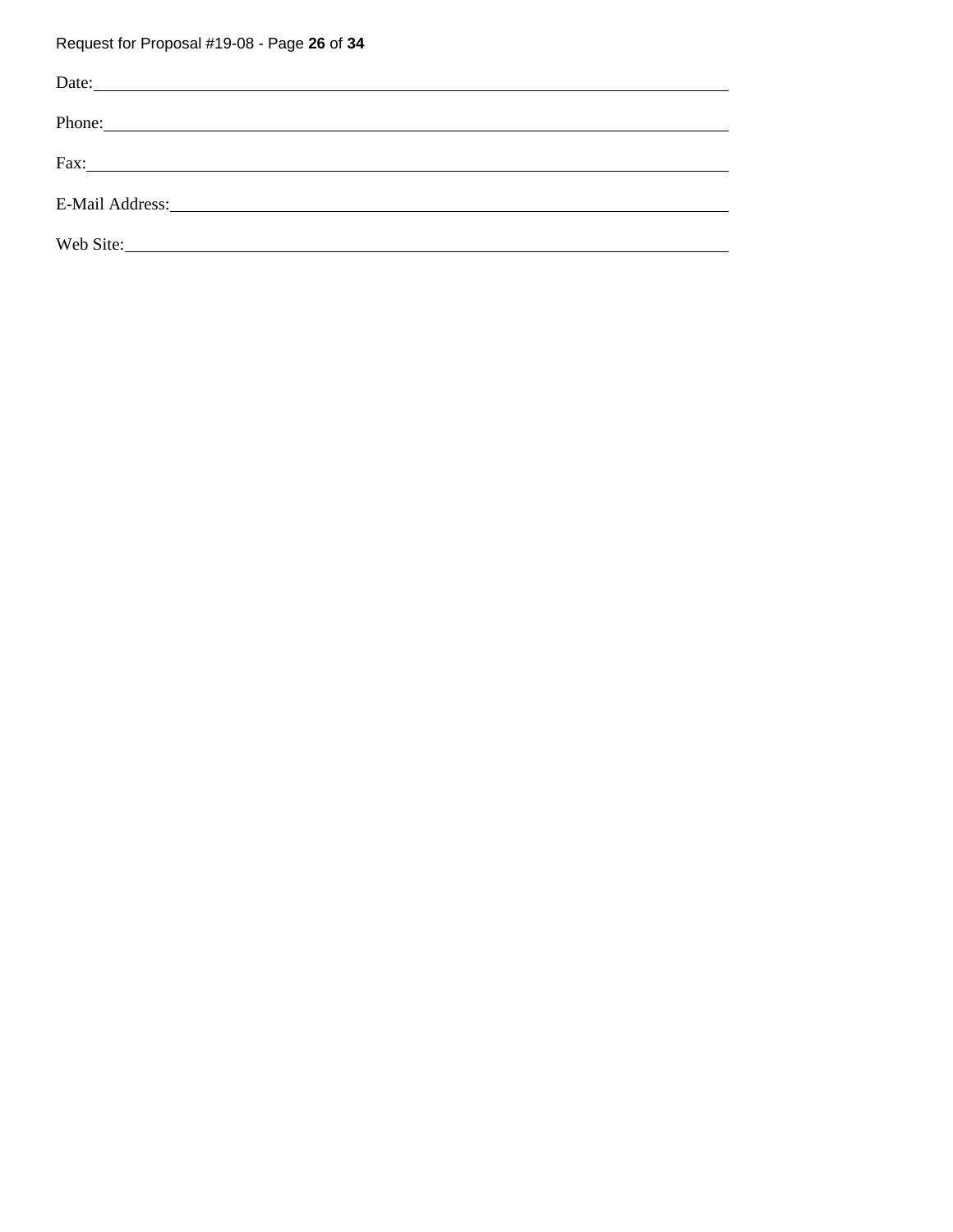Date: \_\_\_\_\_\_\_\_\_\_\_\_\_\_\_\_\_\_\_\_\_\_\_\_\_\_\_\_\_\_\_\_\_\_\_\_\_\_\_\_

Phone: \_\_\_\_\_\_\_\_\_\_\_\_\_\_\_\_\_\_\_\_\_\_\_\_\_\_\_\_\_\_\_\_\_\_\_\_\_\_\_\_

Fax: \_\_\_\_\_\_\_\_\_\_\_\_\_\_\_\_\_\_\_\_\_\_\_\_\_\_\_\_\_\_\_\_\_\_\_\_\_\_\_\_

E-Mail Address: \_\_\_\_\_\_\_\_\_\_\_\_\_\_\_\_\_\_\_\_\_\_\_\_\_\_\_\_\_\_\_\_\_\_\_\_\_\_\_\_

Web Site: \_\_\_\_\_\_\_\_\_\_\_\_\_\_\_\_\_\_\_\_\_\_\_\_\_\_\_\_\_\_\_\_\_\_\_\_\_\_\_\_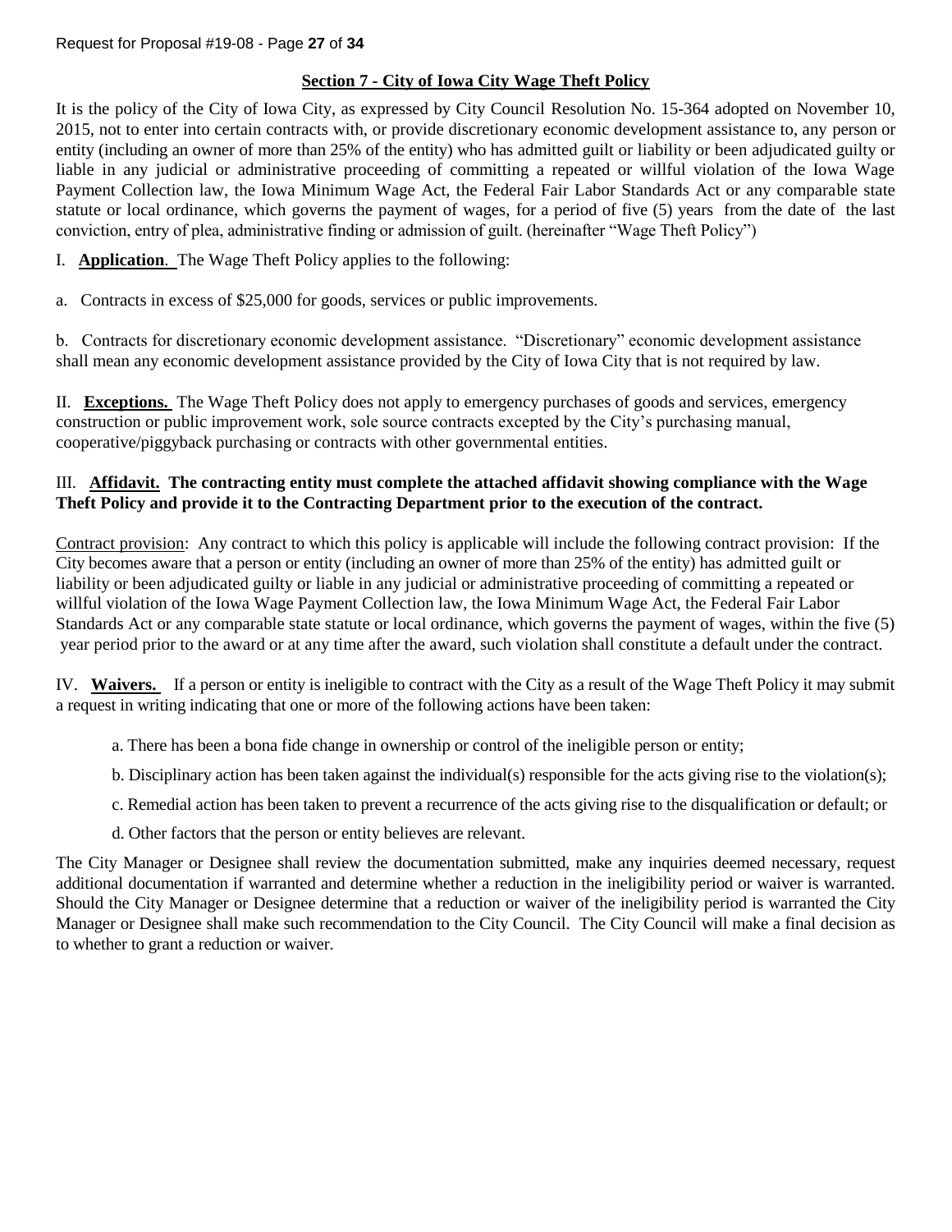## Section 7 - City of Iowa City Wage Theft Policy

It is the policy of the City of Iowa City, as expressed by City Council Resolution No. 15-364 adopted on November 10, 2015, not to enter into certain contracts with, or provide discretionary economic development assistance to, any person or entity (including an owner of more than 25% of the entity) who has admitted guilt or liability or been adjudicated guilty or liable in any judicial or administrative proceeding of committing a repeated or willful violation of the Iowa Wage Payment Collection law, the Iowa Minimum Wage Act, the Federal Fair Labor Standards Act or any comparable state statute or local ordinance, which governs the payment of wages, for a period of five (5) years from the date of the last conviction, entry of plea, administrative finding or admission of guilt. (hereinafter "Wage Theft Policy")

I. **Application**. The Wage Theft Policy applies to the following:

a. Contracts in excess of $25,000 for goods, services or public improvements.

b. Contracts for discretionary economic development assistance. "Discretionary" economic development assistance shall mean any economic development assistance provided by the City of Iowa City that is not required by law.

II. **Exceptions.** The Wage Theft Policy does not apply to emergency purchases of goods and services, emergency construction or public improvement work, sole source contracts excepted by the City's purchasing manual, cooperative/piggyback purchasing or contracts with other governmental entities.

III. **Affidavit. The contracting entity must complete the attached affidavit showing compliance with the Wage Theft Policy and provide it to the Contracting Department prior to the execution of the contract.**

Contract provision: Any contract to which this policy is applicable will include the following contract provision: If the City becomes aware that a person or entity (including an owner of more than 25% of the entity) has admitted guilt or liability or been adjudicated guilty or liable in any judicial or administrative proceeding of committing a repeated or willful violation of the Iowa Wage Payment Collection law, the Iowa Minimum Wage Act, the Federal Fair Labor Standards Act or any comparable state statute or local ordinance, which governs the payment of wages, within the five (5) year period prior to the award or at any time after the award, such violation shall constitute a default under the contract.

IV. **Waivers.** If a person or entity is ineligible to contract with the City as a result of the Wage Theft Policy it may submit a request in writing indicating that one or more of the following actions have been taken:

a. There has been a bona fide change in ownership or control of the ineligible person or entity;

b. Disciplinary action has been taken against the individual(s) responsible for the acts giving rise to the violation(s);

c. Remedial action has been taken to prevent a recurrence of the acts giving rise to the disqualification or default; or

d. Other factors that the person or entity believes are relevant.

The City Manager or Designee shall review the documentation submitted, make any inquiries deemed necessary, request additional documentation if warranted and determine whether a reduction in the ineligibility period or waiver is warranted. Should the City Manager or Designee determine that a reduction or waiver of the ineligibility period is warranted the City Manager or Designee shall make such recommendation to the City Council. The City Council will make a final decision as to whether to grant a reduction or waiver.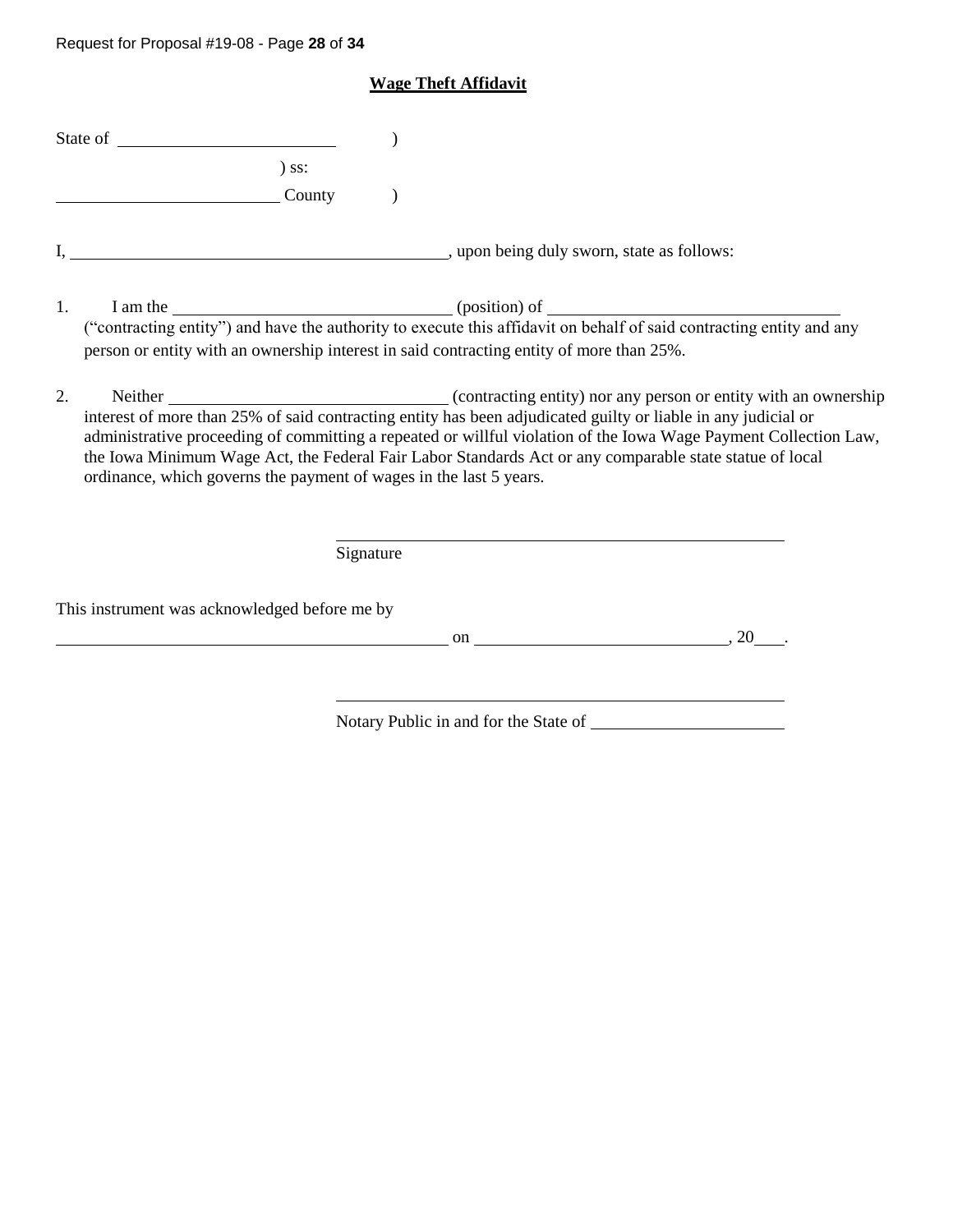**Wage Theft Affidavit**

State of \_\_\_\_\_\_\_\_\_\_\_\_\_\_\_\_\_\_\_\_\_\_\_\_ )

) ss:

\_\_\_\_\_\_\_\_\_\_\_\_\_\_\_\_\_\_\_\_\_\_\_\_ County )

I, \_\_\_\_\_\_\_\_\_\_\_\_\_\_\_\_\_\_\_\_\_\_\_\_\_\_\_\_\_\_\_\_\_\_\_\_\_\_\_\_\_\_, upon being duly sworn, state as follows:

1. I am the \_\_\_\_\_\_\_\_\_\_\_\_\_\_\_\_\_\_\_\_\_\_\_\_\_\_\_\_\_\_ (position) of \_\_\_\_\_\_\_\_\_\_\_\_\_\_\_\_\_\_\_\_\_\_\_\_\_\_\_\_\_\_\_\_ ("contracting entity") and have the authority to execute this affidavit on behalf of said contracting entity and any person or entity with an ownership interest in said contracting entity of more than 25%.

2. Neither \_\_\_\_\_\_\_\_\_\_\_\_\_\_\_\_\_\_\_\_\_\_\_\_\_\_\_\_\_\_ (contracting entity) nor any person or entity with an ownership interest of more than 25% of said contracting entity has been adjudicated guilty or liable in any judicial or administrative proceeding of committing a repeated or willful violation of the Iowa Wage Payment Collection Law, the Iowa Minimum Wage Act, the Federal Fair Labor Standards Act or any comparable state statue of local ordinance, which governs the payment of wages in the last 5 years.

\_\_\_\_\_\_\_\_\_\_\_\_\_\_\_\_\_\_\_\_\_\_\_\_\_\_\_\_\_\_\_\_\_\_\_\_\_\_\_\_\_\_\_\_\_\_\_\_
Signature

This instrument was acknowledged before me by

\_\_\_\_\_\_\_\_\_\_\_\_\_\_\_\_\_\_\_\_\_\_\_\_\_\_\_\_\_\_\_\_\_\_\_\_\_\_\_\_\_\_\_\_ on \_\_\_\_\_\_\_\_\_\_\_\_\_\_\_\_\_\_\_\_\_\_\_\_\_\_\_\_, 20\_\_\_.

\_\_\_\_\_\_\_\_\_\_\_\_\_\_\_\_\_\_\_\_\_\_\_\_\_\_\_\_\_\_\_\_\_\_\_\_\_\_\_\_\_\_\_\_\_\_\_\_
Notary Public in and for the State of \_\_\_\_\_\_\_\_\_\_\_\_\_\_\_\_\_\_\_\_\_\_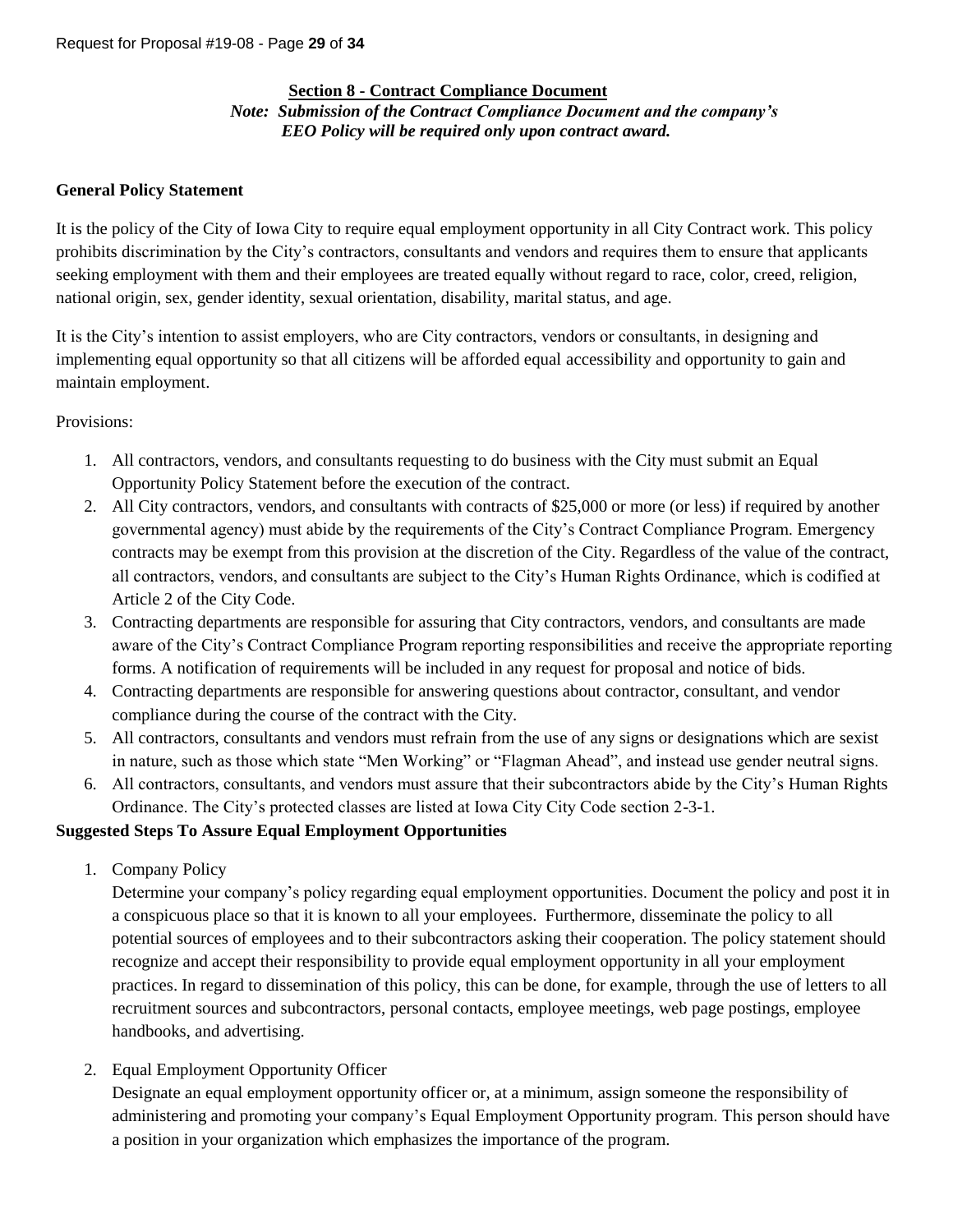## Section 8 - Contract Compliance Document

***Note: Submission of the Contract Compliance Document and the company's EEO Policy will be required only upon contract award.***

**General Policy Statement**

It is the policy of the City of Iowa City to require equal employment opportunity in all City Contract work. This policy prohibits discrimination by the City's contractors, consultants and vendors and requires them to ensure that applicants seeking employment with them and their employees are treated equally without regard to race, color, creed, religion, national origin, sex, gender identity, sexual orientation, disability, marital status, and age.

It is the City's intention to assist employers, who are City contractors, vendors or consultants, in designing and implementing equal opportunity so that all citizens will be afforded equal accessibility and opportunity to gain and maintain employment.

Provisions:

1. All contractors, vendors, and consultants requesting to do business with the City must submit an Equal Opportunity Policy Statement before the execution of the contract.
2. All City contractors, vendors, and consultants with contracts of $25,000 or more (or less) if required by another governmental agency) must abide by the requirements of the City's Contract Compliance Program. Emergency contracts may be exempt from this provision at the discretion of the City. Regardless of the value of the contract, all contractors, vendors, and consultants are subject to the City's Human Rights Ordinance, which is codified at Article 2 of the City Code.
3. Contracting departments are responsible for assuring that City contractors, vendors, and consultants are made aware of the City's Contract Compliance Program reporting responsibilities and receive the appropriate reporting forms. A notification of requirements will be included in any request for proposal and notice of bids.
4. Contracting departments are responsible for answering questions about contractor, consultant, and vendor compliance during the course of the contract with the City.
5. All contractors, consultants and vendors must refrain from the use of any signs or designations which are sexist in nature, such as those which state "Men Working" or "Flagman Ahead", and instead use gender neutral signs.
6. All contractors, consultants, and vendors must assure that their subcontractors abide by the City's Human Rights Ordinance. The City's protected classes are listed at Iowa City City Code section 2-3-1.

**Suggested Steps To Assure Equal Employment Opportunities**

1. Company Policy

   Determine your company's policy regarding equal employment opportunities. Document the policy and post it in a conspicuous place so that it is known to all your employees. Furthermore, disseminate the policy to all potential sources of employees and to their subcontractors asking their cooperation. The policy statement should recognize and accept their responsibility to provide equal employment opportunity in all your employment practices. In regard to dissemination of this policy, this can be done, for example, through the use of letters to all recruitment sources and subcontractors, personal contacts, employee meetings, web page postings, employee handbooks, and advertising.

2. Equal Employment Opportunity Officer

   Designate an equal employment opportunity officer or, at a minimum, assign someone the responsibility of administering and promoting your company's Equal Employment Opportunity program. This person should have a position in your organization which emphasizes the importance of the program.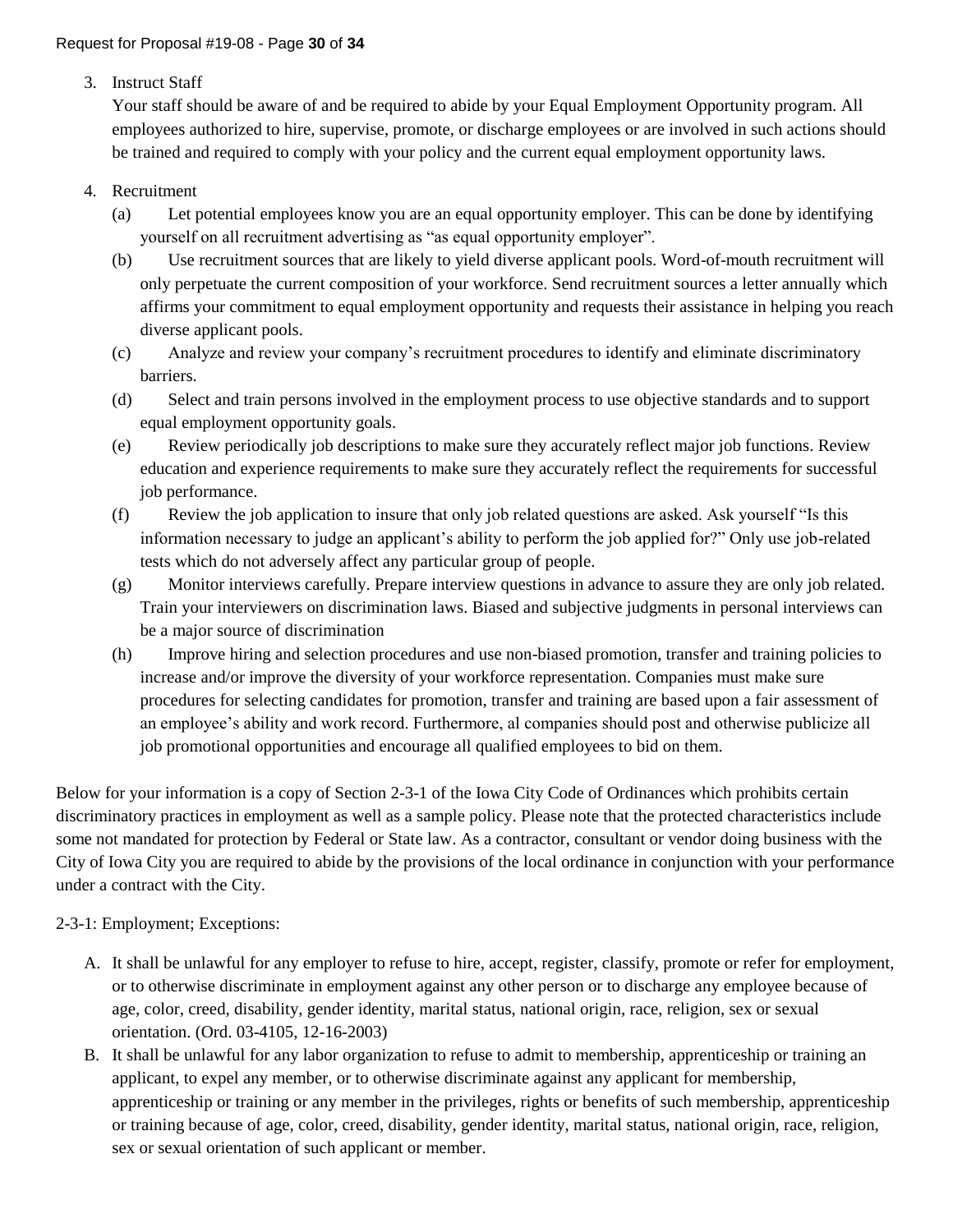3. Instruct Staff

   Your staff should be aware of and be required to abide by your Equal Employment Opportunity program. All employees authorized to hire, supervise, promote, or discharge employees or are involved in such actions should be trained and required to comply with your policy and the current equal employment opportunity laws.

4. Recruitment

   (a) Let potential employees know you are an equal opportunity employer. This can be done by identifying yourself on all recruitment advertising as "as equal opportunity employer".

   (b) Use recruitment sources that are likely to yield diverse applicant pools. Word-of-mouth recruitment will only perpetuate the current composition of your workforce. Send recruitment sources a letter annually which affirms your commitment to equal employment opportunity and requests their assistance in helping you reach diverse applicant pools.

   (c) Analyze and review your company's recruitment procedures to identify and eliminate discriminatory barriers.

   (d) Select and train persons involved in the employment process to use objective standards and to support equal employment opportunity goals.

   (e) Review periodically job descriptions to make sure they accurately reflect major job functions. Review education and experience requirements to make sure they accurately reflect the requirements for successful job performance.

   (f) Review the job application to insure that only job related questions are asked. Ask yourself "Is this information necessary to judge an applicant's ability to perform the job applied for?" Only use job-related tests which do not adversely affect any particular group of people.

   (g) Monitor interviews carefully. Prepare interview questions in advance to assure they are only job related. Train your interviewers on discrimination laws. Biased and subjective judgments in personal interviews can be a major source of discrimination

   (h) Improve hiring and selection procedures and use non-biased promotion, transfer and training policies to increase and/or improve the diversity of your workforce representation. Companies must make sure procedures for selecting candidates for promotion, transfer and training are based upon a fair assessment of an employee's ability and work record. Furthermore, al companies should post and otherwise publicize all job promotional opportunities and encourage all qualified employees to bid on them.

Below for your information is a copy of Section 2-3-1 of the Iowa City Code of Ordinances which prohibits certain discriminatory practices in employment as well as a sample policy. Please note that the protected characteristics include some not mandated for protection by Federal or State law. As a contractor, consultant or vendor doing business with the City of Iowa City you are required to abide by the provisions of the local ordinance in conjunction with your performance under a contract with the City.

2-3-1: Employment; Exceptions:

A. It shall be unlawful for any employer to refuse to hire, accept, register, classify, promote or refer for employment, or to otherwise discriminate in employment against any other person or to discharge any employee because of age, color, creed, disability, gender identity, marital status, national origin, race, religion, sex or sexual orientation. (Ord. 03-4105, 12-16-2003)

B. It shall be unlawful for any labor organization to refuse to admit to membership, apprenticeship or training an applicant, to expel any member, or to otherwise discriminate against any applicant for membership, apprenticeship or training or any member in the privileges, rights or benefits of such membership, apprenticeship or training because of age, color, creed, disability, gender identity, marital status, national origin, race, religion, sex or sexual orientation of such applicant or member.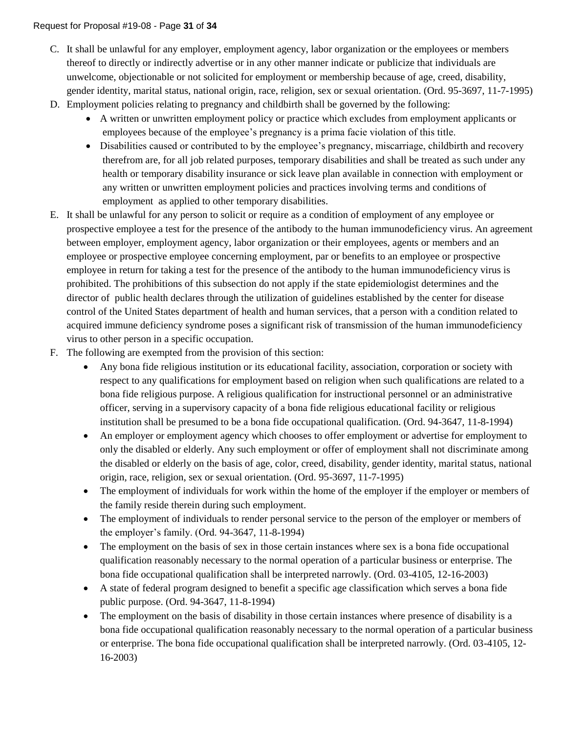C. It shall be unlawful for any employer, employment agency, labor organization or the employees or members thereof to directly or indirectly advertise or in any other manner indicate or publicize that individuals are unwelcome, objectionable or not solicited for employment or membership because of age, creed, disability, gender identity, marital status, national origin, race, religion, sex or sexual orientation. (Ord. 95-3697, 11-7-1995)

D. Employment policies relating to pregnancy and childbirth shall be governed by the following:
   - A written or unwritten employment policy or practice which excludes from employment applicants or employees because of the employee's pregnancy is a prima facie violation of this title.
   - Disabilities caused or contributed to by the employee's pregnancy, miscarriage, childbirth and recovery therefrom are, for all job related purposes, temporary disabilities and shall be treated as such under any health or temporary disability insurance or sick leave plan available in connection with employment or any written or unwritten employment policies and practices involving terms and conditions of employment as applied to other temporary disabilities.

E. It shall be unlawful for any person to solicit or require as a condition of employment of any employee or prospective employee a test for the presence of the antibody to the human immunodeficiency virus. An agreement between employer, employment agency, labor organization or their employees, agents or members and an employee or prospective employee concerning employment, par or benefits to an employee or prospective employee in return for taking a test for the presence of the antibody to the human immunodeficiency virus is prohibited. The prohibitions of this subsection do not apply if the state epidemiologist determines and the director of public health declares through the utilization of guidelines established by the center for disease control of the United States department of health and human services, that a person with a condition related to acquired immune deficiency syndrome poses a significant risk of transmission of the human immunodeficiency virus to other person in a specific occupation.

F. The following are exempted from the provision of this section:
   - Any bona fide religious institution or its educational facility, association, corporation or society with respect to any qualifications for employment based on religion when such qualifications are related to a bona fide religious purpose. A religious qualification for instructional personnel or an administrative officer, serving in a supervisory capacity of a bona fide religious educational facility or religious institution shall be presumed to be a bona fide occupational qualification. (Ord. 94-3647, 11-8-1994)
   - An employer or employment agency which chooses to offer employment or advertise for employment to only the disabled or elderly. Any such employment or offer of employment shall not discriminate among the disabled or elderly on the basis of age, color, creed, disability, gender identity, marital status, national origin, race, religion, sex or sexual orientation. (Ord. 95-3697, 11-7-1995)
   - The employment of individuals for work within the home of the employer if the employer or members of the family reside therein during such employment.
   - The employment of individuals to render personal service to the person of the employer or members of the employer's family. (Ord. 94-3647, 11-8-1994)
   - The employment on the basis of sex in those certain instances where sex is a bona fide occupational qualification reasonably necessary to the normal operation of a particular business or enterprise. The bona fide occupational qualification shall be interpreted narrowly. (Ord. 03-4105, 12-16-2003)
   - A state of federal program designed to benefit a specific age classification which serves a bona fide public purpose. (Ord. 94-3647, 11-8-1994)
   - The employment on the basis of disability in those certain instances where presence of disability is a bona fide occupational qualification reasonably necessary to the normal operation of a particular business or enterprise. The bona fide occupational qualification shall be interpreted narrowly. (Ord. 03-4105, 12-16-2003)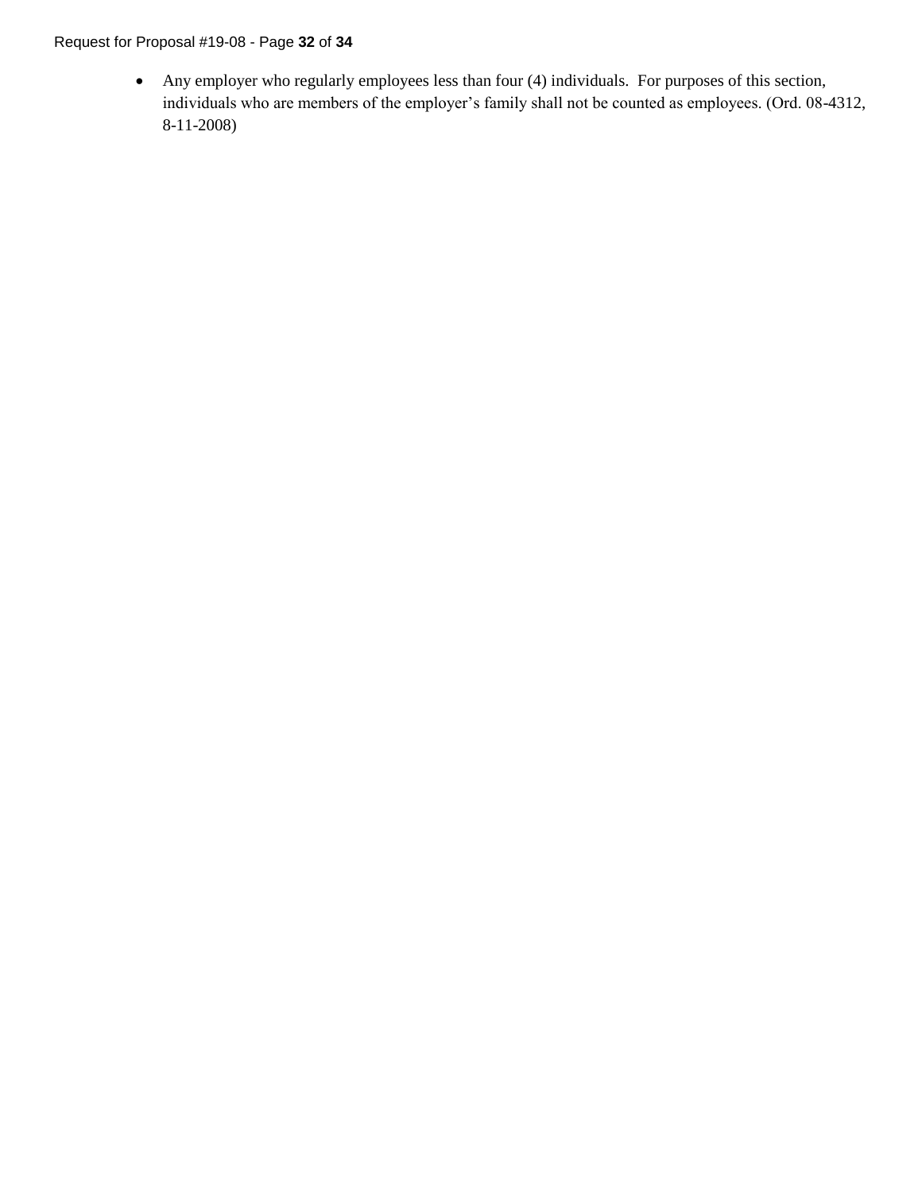- Any employer who regularly employees less than four (4) individuals. For purposes of this section, individuals who are members of the employer's family shall not be counted as employees. (Ord. 08-4312, 8-11-2008)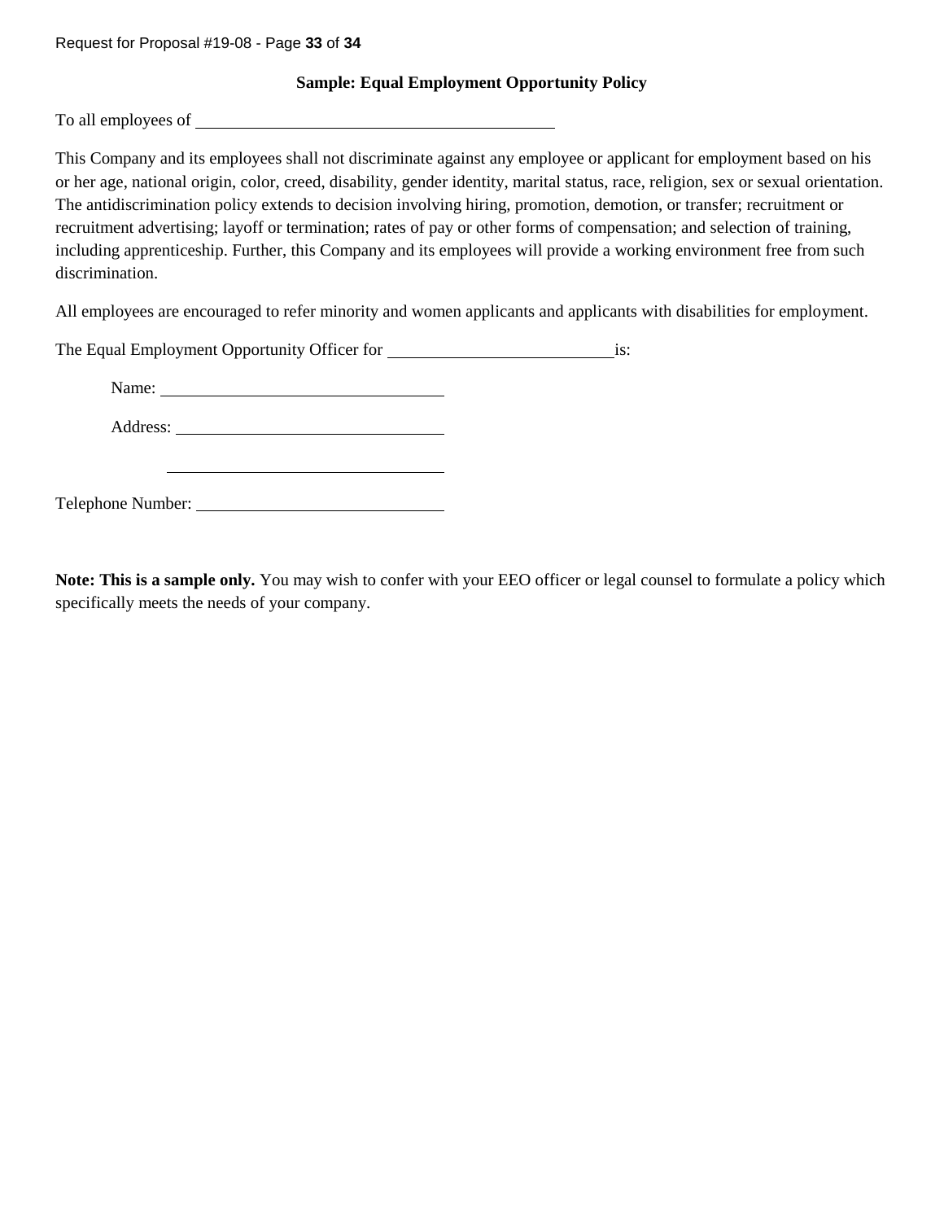## Sample: Equal Employment Opportunity Policy

To all employees of ______________________________

This Company and its employees shall not discriminate against any employee or applicant for employment based on his or her age, national origin, color, creed, disability, gender identity, marital status, race, religion, sex or sexual orientation. The antidiscrimination policy extends to decision involving hiring, promotion, demotion, or transfer; recruitment or recruitment advertising; layoff or termination; rates of pay or other forms of compensation; and selection of training, including apprenticeship. Further, this Company and its employees will provide a working environment free from such discrimination.

All employees are encouraged to refer minority and women applicants and applicants with disabilities for employment.

The Equal Employment Opportunity Officer for ______________________ is:

Name: ________________________

Address: ________________________

________________________

Telephone Number: ________________________

**Note: This is a sample only.** You may wish to confer with your EEO officer or legal counsel to formulate a policy which specifically meets the needs of your company.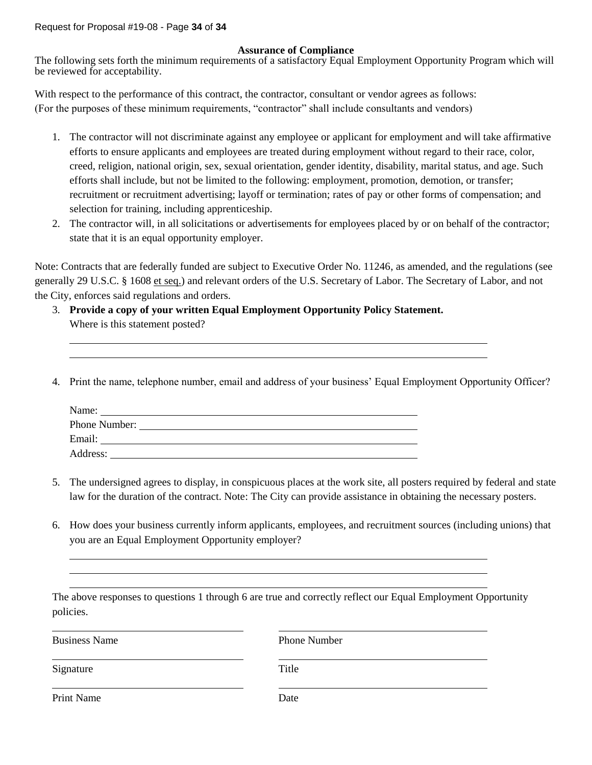## Assurance of Compliance

The following sets forth the minimum requirements of a satisfactory Equal Employment Opportunity Program which will be reviewed for acceptability.

With respect to the performance of this contract, the contractor, consultant or vendor agrees as follows:
(For the purposes of these minimum requirements, "contractor" shall include consultants and vendors)

1. The contractor will not discriminate against any employee or applicant for employment and will take affirmative efforts to ensure applicants and employees are treated during employment without regard to their race, color, creed, religion, national origin, sex, sexual orientation, gender identity, disability, marital status, and age. Such efforts shall include, but not be limited to the following: employment, promotion, demotion, or transfer; recruitment or recruitment advertising; layoff or termination; rates of pay or other forms of compensation; and selection for training, including apprenticeship.
2. The contractor will, in all solicitations or advertisements for employees placed by or on behalf of the contractor; state that it is an equal opportunity employer.

Note: Contracts that are federally funded are subject to Executive Order No. 11246, as amended, and the regulations (see generally 29 U.S.C. § 1608 et seq.) and relevant orders of the U.S. Secretary of Labor. The Secretary of Labor, and not the City, enforces said regulations and orders.

3. **Provide a copy of your written Equal Employment Opportunity Policy Statement.**
   Where is this statement posted?

   ______________________________________________________________________

   ______________________________________________________________________

4. Print the name, telephone number, email and address of your business' Equal Employment Opportunity Officer?

   Name: ____________________________________________
   Phone Number: _____________________________________
   Email: ____________________________________________
   Address: __________________________________________

5. The undersigned agrees to display, in conspicuous places at the work site, all posters required by federal and state law for the duration of the contract. Note: The City can provide assistance in obtaining the necessary posters.

6. How does your business currently inform applicants, employees, and recruitment sources (including unions) that you are an Equal Employment Opportunity employer?

   ______________________________________________________________________

   ______________________________________________________________________

   ______________________________________________________________________

The above responses to questions 1 through 6 are true and correctly reflect our Equal Employment Opportunity policies.

| | |
|---|---|
| ______________________ | ______________________ |
| Business Name | Phone Number |
| ______________________ | ______________________ |
| Signature | Title |
| ______________________ | ______________________ |
| Print Name | Date |